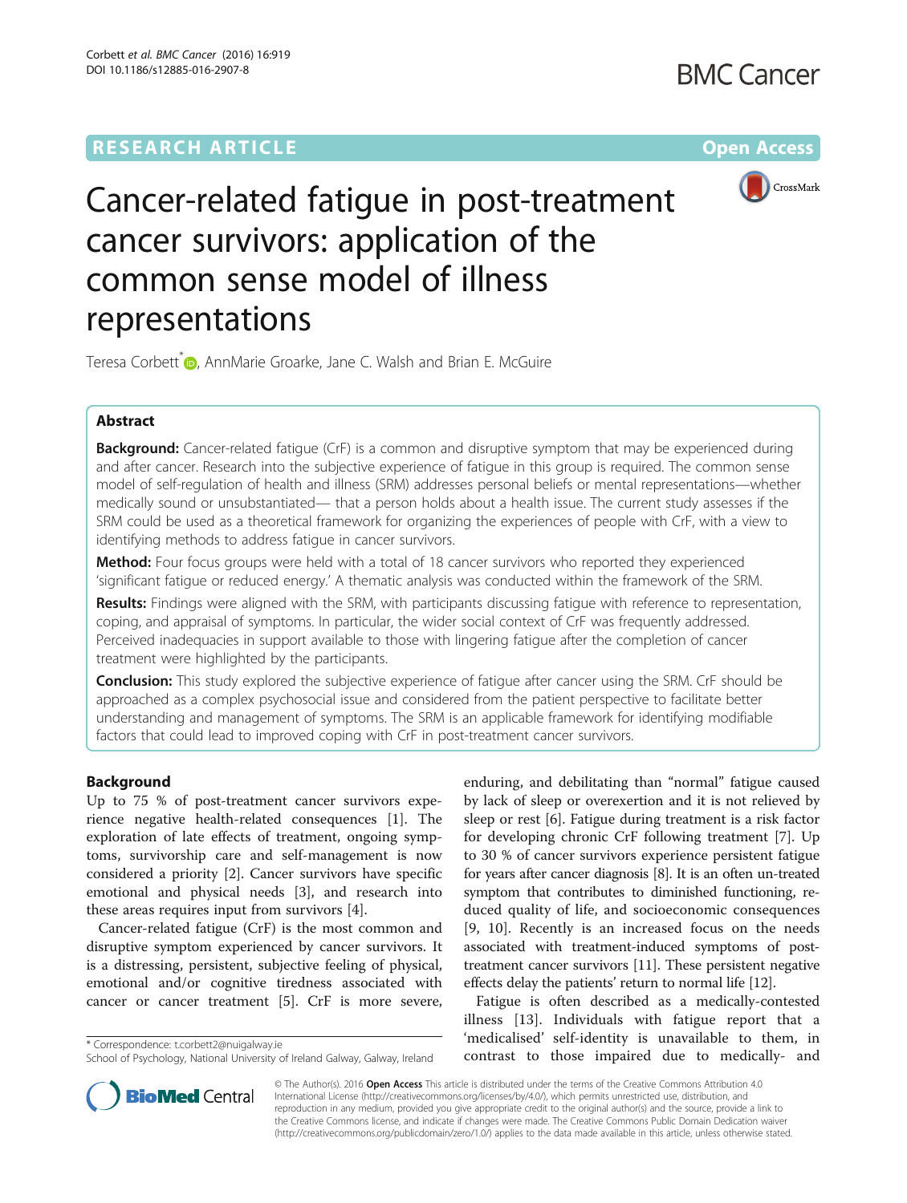RESEARCH ARTICLE

Open Access

# Cancer-related fatigue in post-treatment cancer survivors: application of the common sense model of illness representations

Teresa Corbett*, AnnMarie Groarke, Jane C. Walsh and Brian E. McGuire

## Abstract

**Background:** Cancer-related fatigue (CrF) is a common and disruptive symptom that may be experienced during and after cancer. Research into the subjective experience of fatigue in this group is required. The common sense model of self-regulation of health and illness (SRM) addresses personal beliefs or mental representations—whether medically sound or unsubstantiated— that a person holds about a health issue. The current study assesses if the SRM could be used as a theoretical framework for organizing the experiences of people with CrF, with a view to identifying methods to address fatigue in cancer survivors.

**Method:** Four focus groups were held with a total of 18 cancer survivors who reported they experienced 'significant fatigue or reduced energy.' A thematic analysis was conducted within the framework of the SRM.

**Results:** Findings were aligned with the SRM, with participants discussing fatigue with reference to representation, coping, and appraisal of symptoms. In particular, the wider social context of CrF was frequently addressed. Perceived inadequacies in support available to those with lingering fatigue after the completion of cancer treatment were highlighted by the participants.

**Conclusion:** This study explored the subjective experience of fatigue after cancer using the SRM. CrF should be approached as a complex psychosocial issue and considered from the patient perspective to facilitate better understanding and management of symptoms. The SRM is an applicable framework for identifying modifiable factors that could lead to improved coping with CrF in post-treatment cancer survivors.

## Background

Up to 75 % of post-treatment cancer survivors experience negative health-related consequences [1]. The exploration of late effects of treatment, ongoing symptoms, survivorship care and self-management is now considered a priority [2]. Cancer survivors have specific emotional and physical needs [3], and research into these areas requires input from survivors [4].

Cancer-related fatigue (CrF) is the most common and disruptive symptom experienced by cancer survivors. It is a distressing, persistent, subjective feeling of physical, emotional and/or cognitive tiredness associated with cancer or cancer treatment [5]. CrF is more severe, enduring, and debilitating than "normal" fatigue caused by lack of sleep or overexertion and it is not relieved by sleep or rest [6]. Fatigue during treatment is a risk factor for developing chronic CrF following treatment [7]. Up to 30 % of cancer survivors experience persistent fatigue for years after cancer diagnosis [8]. It is an often un-treated symptom that contributes to diminished functioning, reduced quality of life, and socioeconomic consequences [9, 10]. Recently is an increased focus on the needs associated with treatment-induced symptoms of post-treatment cancer survivors [11]. These persistent negative effects delay the patients' return to normal life [12].

Fatigue is often described as a medically-contested illness [13]. Individuals with fatigue report that a 'medicalised' self-identity is unavailable to them, in contrast to those impaired due to medically- and

* Correspondence: t.corbett2@nuigalway.ie
School of Psychology, National University of Ireland Galway, Galway, Ireland

© The Author(s). 2016 **Open Access** This article is distributed under the terms of the Creative Commons Attribution 4.0 International License (http://creativecommons.org/licenses/by/4.0/), which permits unrestricted use, distribution, and reproduction in any medium, provided you give appropriate credit to the original author(s) and the source, provide a link to the Creative Commons license, and indicate if changes were made. The Creative Commons Public Domain Dedication waiver (http://creativecommons.org/publicdomain/zero/1.0/) applies to the data made available in this article, unless otherwise stated.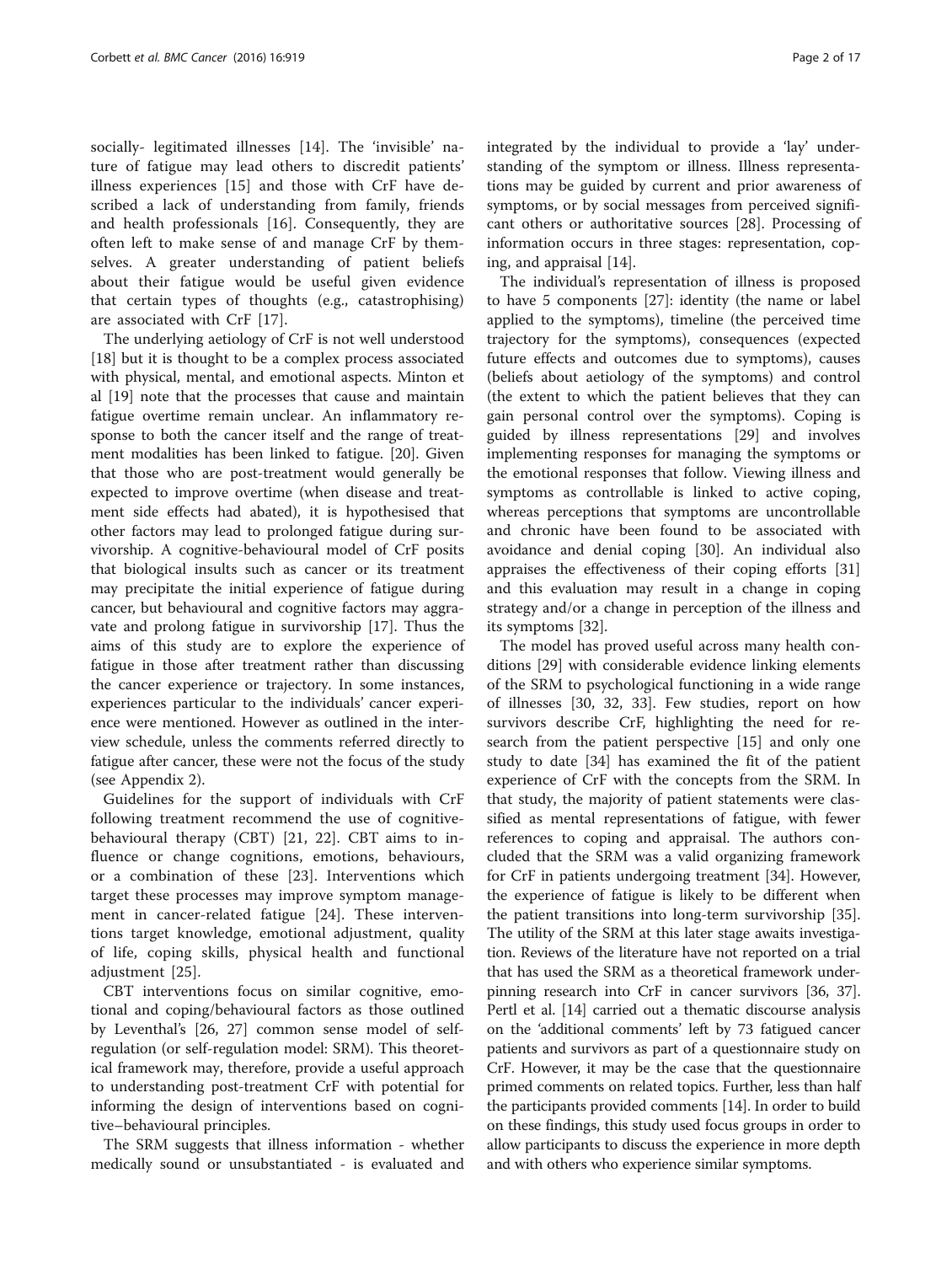socially- legitimated illnesses [14]. The 'invisible' nature of fatigue may lead others to discredit patients' illness experiences [15] and those with CrF have described a lack of understanding from family, friends and health professionals [16]. Consequently, they are often left to make sense of and manage CrF by themselves. A greater understanding of patient beliefs about their fatigue would be useful given evidence that certain types of thoughts (e.g., catastrophising) are associated with CrF [17].

The underlying aetiology of CrF is not well understood [18] but it is thought to be a complex process associated with physical, mental, and emotional aspects. Minton et al [19] note that the processes that cause and maintain fatigue overtime remain unclear. An inflammatory response to both the cancer itself and the range of treatment modalities has been linked to fatigue. [20]. Given that those who are post-treatment would generally be expected to improve overtime (when disease and treatment side effects had abated), it is hypothesised that other factors may lead to prolonged fatigue during survivorship. A cognitive-behavioural model of CrF posits that biological insults such as cancer or its treatment may precipitate the initial experience of fatigue during cancer, but behavioural and cognitive factors may aggravate and prolong fatigue in survivorship [17]. Thus the aims of this study are to explore the experience of fatigue in those after treatment rather than discussing the cancer experience or trajectory. In some instances, experiences particular to the individuals' cancer experience were mentioned. However as outlined in the interview schedule, unless the comments referred directly to fatigue after cancer, these were not the focus of the study (see Appendix 2).

Guidelines for the support of individuals with CrF following treatment recommend the use of cognitive-behavioural therapy (CBT) [21, 22]. CBT aims to influence or change cognitions, emotions, behaviours, or a combination of these [23]. Interventions which target these processes may improve symptom management in cancer-related fatigue [24]. These interventions target knowledge, emotional adjustment, quality of life, coping skills, physical health and functional adjustment [25].

CBT interventions focus on similar cognitive, emotional and coping/behavioural factors as those outlined by Leventhal's [26, 27] common sense model of self-regulation (or self-regulation model: SRM). This theoretical framework may, therefore, provide a useful approach to understanding post-treatment CrF with potential for informing the design of interventions based on cognitive–behavioural principles.

The SRM suggests that illness information - whether medically sound or unsubstantiated - is evaluated and integrated by the individual to provide a 'lay' understanding of the symptom or illness. Illness representations may be guided by current and prior awareness of symptoms, or by social messages from perceived significant others or authoritative sources [28]. Processing of information occurs in three stages: representation, coping, and appraisal [14].

The individual's representation of illness is proposed to have 5 components [27]: identity (the name or label applied to the symptoms), timeline (the perceived time trajectory for the symptoms), consequences (expected future effects and outcomes due to symptoms), causes (beliefs about aetiology of the symptoms) and control (the extent to which the patient believes that they can gain personal control over the symptoms). Coping is guided by illness representations [29] and involves implementing responses for managing the symptoms or the emotional responses that follow. Viewing illness and symptoms as controllable is linked to active coping, whereas perceptions that symptoms are uncontrollable and chronic have been found to be associated with avoidance and denial coping [30]. An individual also appraises the effectiveness of their coping efforts [31] and this evaluation may result in a change in coping strategy and/or a change in perception of the illness and its symptoms [32].

The model has proved useful across many health conditions [29] with considerable evidence linking elements of the SRM to psychological functioning in a wide range of illnesses [30, 32, 33]. Few studies, report on how survivors describe CrF, highlighting the need for research from the patient perspective [15] and only one study to date [34] has examined the fit of the patient experience of CrF with the concepts from the SRM. In that study, the majority of patient statements were classified as mental representations of fatigue, with fewer references to coping and appraisal. The authors concluded that the SRM was a valid organizing framework for CrF in patients undergoing treatment [34]. However, the experience of fatigue is likely to be different when the patient transitions into long-term survivorship [35]. The utility of the SRM at this later stage awaits investigation. Reviews of the literature have not reported on a trial that has used the SRM as a theoretical framework underpinning research into CrF in cancer survivors [36, 37]. Pertl et al. [14] carried out a thematic discourse analysis on the 'additional comments' left by 73 fatigued cancer patients and survivors as part of a questionnaire study on CrF. However, it may be the case that the questionnaire primed comments on related topics. Further, less than half the participants provided comments [14]. In order to build on these findings, this study used focus groups in order to allow participants to discuss the experience in more depth and with others who experience similar symptoms.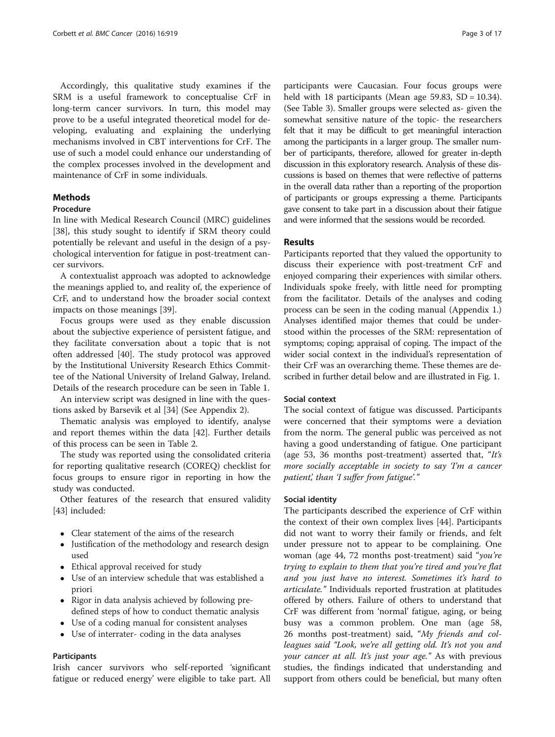Accordingly, this qualitative study examines if the SRM is a useful framework to conceptualise CrF in long-term cancer survivors. In turn, this model may prove to be a useful integrated theoretical model for developing, evaluating and explaining the underlying mechanisms involved in CBT interventions for CrF. The use of such a model could enhance our understanding of the complex processes involved in the development and maintenance of CrF in some individuals.

## Methods

### Procedure

In line with Medical Research Council (MRC) guidelines [38], this study sought to identify if SRM theory could potentially be relevant and useful in the design of a psychological intervention for fatigue in post-treatment cancer survivors.

A contextualist approach was adopted to acknowledge the meanings applied to, and reality of, the experience of CrF, and to understand how the broader social context impacts on those meanings [39].

Focus groups were used as they enable discussion about the subjective experience of persistent fatigue, and they facilitate conversation about a topic that is not often addressed [40]. The study protocol was approved by the Institutional University Research Ethics Committee of the National University of Ireland Galway, Ireland. Details of the research procedure can be seen in Table 1.

An interview script was designed in line with the questions asked by Barsevik et al [34] (See Appendix 2).

Thematic analysis was employed to identify, analyse and report themes within the data [42]. Further details of this process can be seen in Table 2.

The study was reported using the consolidated criteria for reporting qualitative research (COREQ) checklist for focus groups to ensure rigor in reporting in how the study was conducted.

Other features of the research that ensured validity [43] included:

- Clear statement of the aims of the research
- Justification of the methodology and research design used
- Ethical approval received for study
- Use of an interview schedule that was established a priori
- Rigor in data analysis achieved by following pre-defined steps of how to conduct thematic analysis
- Use of a coding manual for consistent analyses
- Use of interrater- coding in the data analyses

### Participants

Irish cancer survivors who self-reported 'significant fatigue or reduced energy' were eligible to take part. All participants were Caucasian. Four focus groups were held with 18 participants (Mean age 59.83, SD = 10.34). (See Table 3). Smaller groups were selected as- given the somewhat sensitive nature of the topic- the researchers felt that it may be difficult to get meaningful interaction among the participants in a larger group. The smaller number of participants, therefore, allowed for greater in-depth discussion in this exploratory research. Analysis of these discussions is based on themes that were reflective of patterns in the overall data rather than a reporting of the proportion of participants or groups expressing a theme. Participants gave consent to take part in a discussion about their fatigue and were informed that the sessions would be recorded.

## Results

Participants reported that they valued the opportunity to discuss their experience with post-treatment CrF and enjoyed comparing their experiences with similar others. Individuals spoke freely, with little need for prompting from the facilitator. Details of the analyses and coding process can be seen in the coding manual (Appendix 1.) Analyses identified major themes that could be understood within the processes of the SRM: representation of symptoms; coping; appraisal of coping. The impact of the wider social context in the individual's representation of their CrF was an overarching theme. These themes are described in further detail below and are illustrated in Fig. 1.

### Social context

The social context of fatigue was discussed. Participants were concerned that their symptoms were a deviation from the norm. The general public was perceived as not having a good understanding of fatigue. One participant (age 53, 36 months post-treatment) asserted that, *"It's more socially acceptable in society to say 'I'm a cancer patient', than 'I suffer from fatigue'."*

### Social identity

The participants described the experience of CrF within the context of their own complex lives [44]. Participants did not want to worry their family or friends, and felt under pressure not to appear to be complaining. One woman (age 44, 72 months post-treatment) said *"you're trying to explain to them that you're tired and you're flat and you just have no interest. Sometimes it's hard to articulate."* Individuals reported frustration at platitudes offered by others. Failure of others to understand that CrF was different from 'normal' fatigue, aging, or being busy was a common problem. One man (age 58, 26 months post-treatment) said, *"My friends and colleagues said "Look, we're all getting old. It's not you and your cancer at all. It's just your age."* As with previous studies, the findings indicated that understanding and support from others could be beneficial, but many often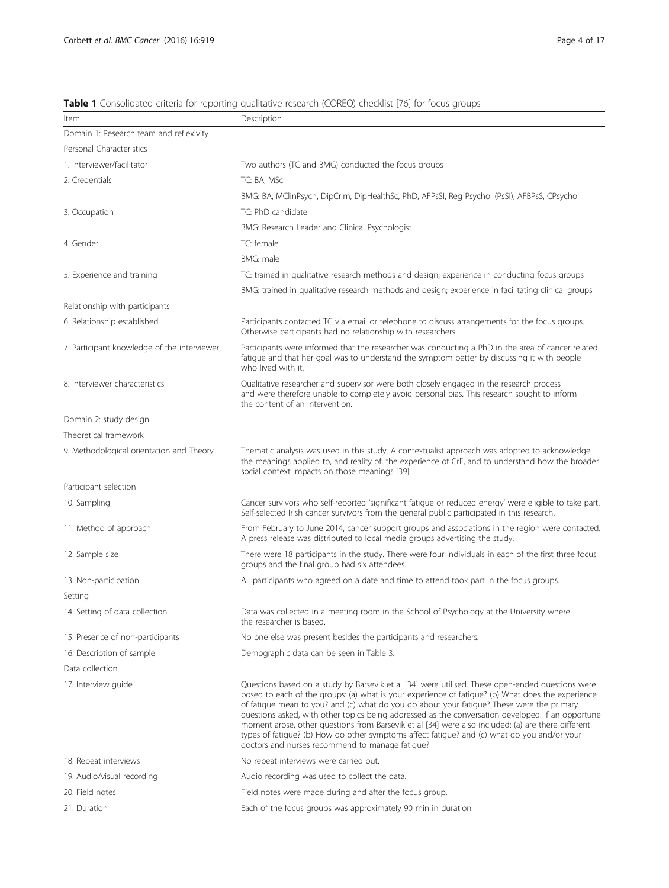**Table 1** Consolidated criteria for reporting qualitative research (COREQ) checklist [76] for focus groups

| Item | Description |
| --- | --- |
| Domain 1: Research team and reflexivity | |
| Personal Characteristics | |
| 1. Interviewer/facilitator | Two authors (TC and BMG) conducted the focus groups |
| 2. Credentials | TC: BA, MSc |
| | BMG: BA, MClinPsych, DipCrim, DipHealthSc, PhD, AFPsSI, Reg Psychol (PsSI), AFBPsS, CPsychol |
| 3. Occupation | TC: PhD candidate |
| | BMG: Research Leader and Clinical Psychologist |
| 4. Gender | TC: female |
| | BMG: male |
| 5. Experience and training | TC: trained in qualitative research methods and design; experience in conducting focus groups |
| | BMG: trained in qualitative research methods and design; experience in facilitating clinical groups |
| Relationship with participants | |
| 6. Relationship established | Participants contacted TC via email or telephone to discuss arrangements for the focus groups. Otherwise participants had no relationship with researchers |
| 7. Participant knowledge of the interviewer | Participants were informed that the researcher was conducting a PhD in the area of cancer related fatigue and that her goal was to understand the symptom better by discussing it with people who lived with it. |
| 8. Interviewer characteristics | Qualitative researcher and supervisor were both closely engaged in the research process and were therefore unable to completely avoid personal bias. This research sought to inform the content of an intervention. |
| Domain 2: study design | |
| Theoretical framework | |
| 9. Methodological orientation and Theory | Thematic analysis was used in this study. A contextualist approach was adopted to acknowledge the meanings applied to, and reality of, the experience of CrF, and to understand how the broader social context impacts on those meanings [39]. |
| Participant selection | |
| 10. Sampling | Cancer survivors who self-reported 'significant fatigue or reduced energy' were eligible to take part. Self-selected Irish cancer survivors from the general public participated in this research. |
| 11. Method of approach | From February to June 2014, cancer support groups and associations in the region were contacted. A press release was distributed to local media groups advertising the study. |
| 12. Sample size | There were 18 participants in the study. There were four individuals in each of the first three focus groups and the final group had six attendees. |
| 13. Non-participation | All participants who agreed on a date and time to attend took part in the focus groups. |
| Setting | |
| 14. Setting of data collection | Data was collected in a meeting room in the School of Psychology at the University where the researcher is based. |
| 15. Presence of non-participants | No one else was present besides the participants and researchers. |
| 16. Description of sample | Demographic data can be seen in Table 3. |
| Data collection | |
| 17. Interview guide | Questions based on a study by Barsevik et al [34] were utilised. These open-ended questions were posed to each of the groups: (a) what is your experience of fatigue? (b) What does the experience of fatigue mean to you? and (c) what do you do about your fatigue? These were the primary questions asked, with other topics being addressed as the conversation developed. If an opportune moment arose, other questions from Barsevik et al [34] were also included: (a) are there different types of fatigue? (b) How do other symptoms affect fatigue? and (c) what do you and/or your doctors and nurses recommend to manage fatigue? |
| 18. Repeat interviews | No repeat interviews were carried out. |
| 19. Audio/visual recording | Audio recording was used to collect the data. |
| 20. Field notes | Field notes were made during and after the focus group. |
| 21. Duration | Each of the focus groups was approximately 90 min in duration. |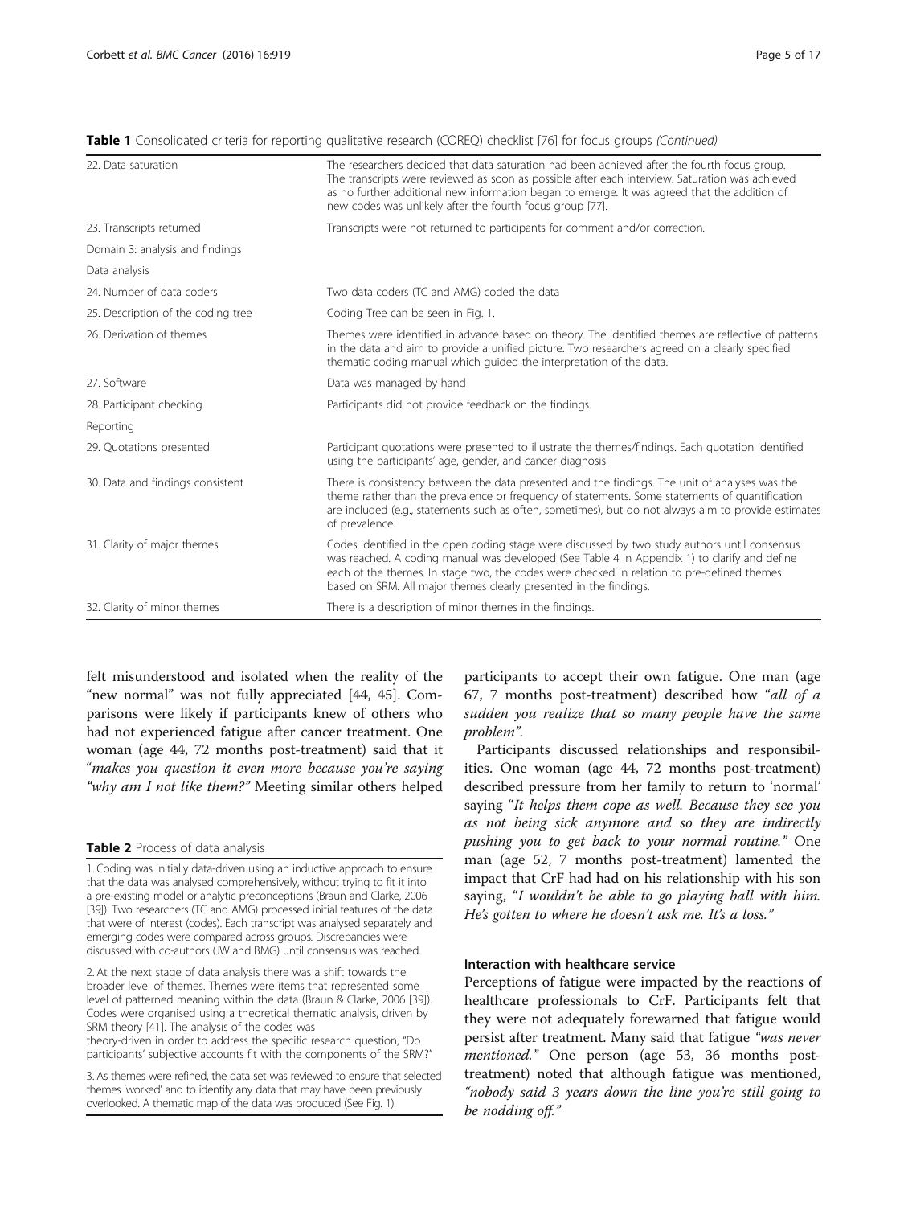**Table 1** Consolidated criteria for reporting qualitative research (COREQ) checklist [76] for focus groups *(Continued)*

| | |
|---|---|
| 22. Data saturation | The researchers decided that data saturation had been achieved after the fourth focus group. The transcripts were reviewed as soon as possible after each interview. Saturation was achieved as no further additional new information began to emerge. It was agreed that the addition of new codes was unlikely after the fourth focus group [77]. |
| 23. Transcripts returned | Transcripts were not returned to participants for comment and/or correction. |
| Domain 3: analysis and findings | |
| Data analysis | |
| 24. Number of data coders | Two data coders (TC and AMG) coded the data |
| 25. Description of the coding tree | Coding Tree can be seen in Fig. 1. |
| 26. Derivation of themes | Themes were identified in advance based on theory. The identified themes are reflective of patterns in the data and aim to provide a unified picture. Two researchers agreed on a clearly specified thematic coding manual which guided the interpretation of the data. |
| 27. Software | Data was managed by hand |
| 28. Participant checking | Participants did not provide feedback on the findings. |
| Reporting | |
| 29. Quotations presented | Participant quotations were presented to illustrate the themes/findings. Each quotation identified using the participants' age, gender, and cancer diagnosis. |
| 30. Data and findings consistent | There is consistency between the data presented and the findings. The unit of analyses was the theme rather than the prevalence or frequency of statements. Some statements of quantification are included (e.g., statements such as often, sometimes), but do not always aim to provide estimates of prevalence. |
| 31. Clarity of major themes | Codes identified in the open coding stage were discussed by two study authors until consensus was reached. A coding manual was developed (See Table 4 in Appendix 1) to clarify and define each of the themes. In stage two, the codes were checked in relation to pre-defined themes based on SRM. All major themes clearly presented in the findings. |
| 32. Clarity of minor themes | There is a description of minor themes in the findings. |

felt misunderstood and isolated when the reality of the "new normal" was not fully appreciated [44, 45]. Comparisons were likely if participants knew of others who had not experienced fatigue after cancer treatment. One woman (age 44, 72 months post-treatment) said that it "*makes you question it even more because you're saying "why am I not like them?"* Meeting similar others helped participants to accept their own fatigue. One man (age 67, 7 months post-treatment) described how "*all of a sudden you realize that so many people have the same problem"*.

Participants discussed relationships and responsibilities. One woman (age 44, 72 months post-treatment) described pressure from her family to return to 'normal' saying "*It helps them cope as well. Because they see you as not being sick anymore and so they are indirectly pushing you to get back to your normal routine."* One man (age 52, 7 months post-treatment) lamented the impact that CrF had had on his relationship with his son saying, "*I wouldn't be able to go playing ball with him. He's gotten to where he doesn't ask me. It's a loss."*

**Table 2** Process of data analysis

1. Coding was initially data-driven using an inductive approach to ensure that the data was analysed comprehensively, without trying to fit it into a pre-existing model or analytic preconceptions (Braun and Clarke, 2006 [39]). Two researchers (TC and AMG) processed initial features of the data that were of interest (codes). Each transcript was analysed separately and emerging codes were compared across groups. Discrepancies were discussed with co-authors (JW and BMG) until consensus was reached.

2. At the next stage of data analysis there was a shift towards the broader level of themes. Themes were items that represented some level of patterned meaning within the data (Braun & Clarke, 2006 [39]). Codes were organised using a theoretical thematic analysis, driven by SRM theory [41]. The analysis of the codes was theory-driven in order to address the specific research question, "Do participants' subjective accounts fit with the components of the SRM?"

3. As themes were refined, the data set was reviewed to ensure that selected themes 'worked' and to identify any data that may have been previously overlooked. A thematic map of the data was produced (See Fig. 1).

#### Interaction with healthcare service

Perceptions of fatigue were impacted by the reactions of healthcare professionals to CrF. Participants felt that they were not adequately forewarned that fatigue would persist after treatment. Many said that fatigue *"was never mentioned."* One person (age 53, 36 months post-treatment) noted that although fatigue was mentioned, *"nobody said 3 years down the line you're still going to be nodding off."*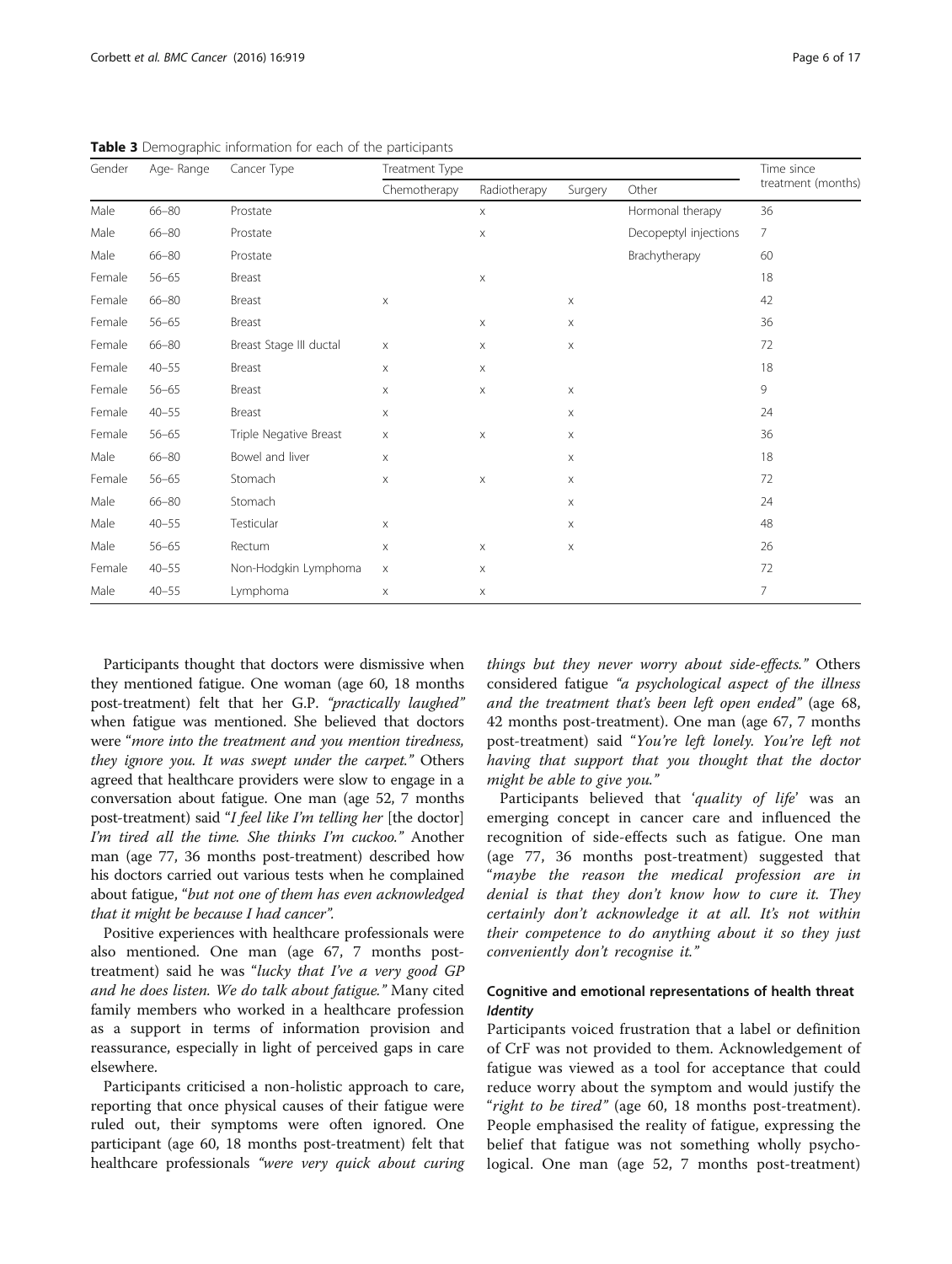**Table 3** Demographic information for each of the participants

| Gender | Age- Range | Cancer Type | Treatment Type | | | | Time since treatment (months) |
|---|---|---|---|---|---|---|---|
| | | | Chemotherapy | Radiotherapy | Surgery | Other | |
| Male | 66–80 | Prostate | | x | | Hormonal therapy | 36 |
| Male | 66–80 | Prostate | | x | | Decopeptyl injections | 7 |
| Male | 66–80 | Prostate | | | | Brachytherapy | 60 |
| Female | 56–65 | Breast | | x | | | 18 |
| Female | 66–80 | Breast | x | | x | | 42 |
| Female | 56–65 | Breast | | x | x | | 36 |
| Female | 66–80 | Breast Stage III ductal | x | x | x | | 72 |
| Female | 40–55 | Breast | x | x | | | 18 |
| Female | 56–65 | Breast | x | x | x | | 9 |
| Female | 40–55 | Breast | x | | x | | 24 |
| Female | 56–65 | Triple Negative Breast | x | x | x | | 36 |
| Male | 66–80 | Bowel and liver | x | | x | | 18 |
| Female | 56–65 | Stomach | x | x | x | | 72 |
| Male | 66–80 | Stomach | | | x | | 24 |
| Male | 40–55 | Testicular | x | | x | | 48 |
| Male | 56–65 | Rectum | x | x | x | | 26 |
| Female | 40–55 | Non-Hodgkin Lymphoma | x | x | | | 72 |
| Male | 40–55 | Lymphoma | x | x | | | 7 |

Participants thought that doctors were dismissive when they mentioned fatigue. One woman (age 60, 18 months post-treatment) felt that her G.P. *"practically laughed"* when fatigue was mentioned. She believed that doctors were "*more into the treatment and you mention tiredness, they ignore you. It was swept under the carpet.*" Others agreed that healthcare providers were slow to engage in a conversation about fatigue. One man (age 52, 7 months post-treatment) said "*I feel like I'm telling her* [the doctor] *I'm tired all the time. She thinks I'm cuckoo.*" Another man (age 77, 36 months post-treatment) described how his doctors carried out various tests when he complained about fatigue, "*but not one of them has even acknowledged that it might be because I had cancer*".

Positive experiences with healthcare professionals were also mentioned. One man (age 67, 7 months post-treatment) said he was "*lucky that I've a very good GP and he does listen. We do talk about fatigue.*" Many cited family members who worked in a healthcare profession as a support in terms of information provision and reassurance, especially in light of perceived gaps in care elsewhere.

Participants criticised a non-holistic approach to care, reporting that once physical causes of their fatigue were ruled out, their symptoms were often ignored. One participant (age 60, 18 months post-treatment) felt that healthcare professionals *"were very quick about curing things but they never worry about side-effects."* Others considered fatigue *"a psychological aspect of the illness and the treatment that's been left open ended"* (age 68, 42 months post-treatment). One man (age 67, 7 months post-treatment) said "*You're left lonely. You're left not having that support that you thought that the doctor might be able to give you.*"

Participants believed that '*quality of life*' was an emerging concept in cancer care and influenced the recognition of side-effects such as fatigue. One man (age 77, 36 months post-treatment) suggested that "*maybe the reason the medical profession are in denial is that they don't know how to cure it. They certainly don't acknowledge it at all. It's not within their competence to do anything about it so they just conveniently don't recognise it.*"

### Cognitive and emotional representations of health threat

#### *Identity*

Participants voiced frustration that a label or definition of CrF was not provided to them. Acknowledgement of fatigue was viewed as a tool for acceptance that could reduce worry about the symptom and would justify the "*right to be tired"* (age 60, 18 months post-treatment). People emphasised the reality of fatigue, expressing the belief that fatigue was not something wholly psychological. One man (age 52, 7 months post-treatment)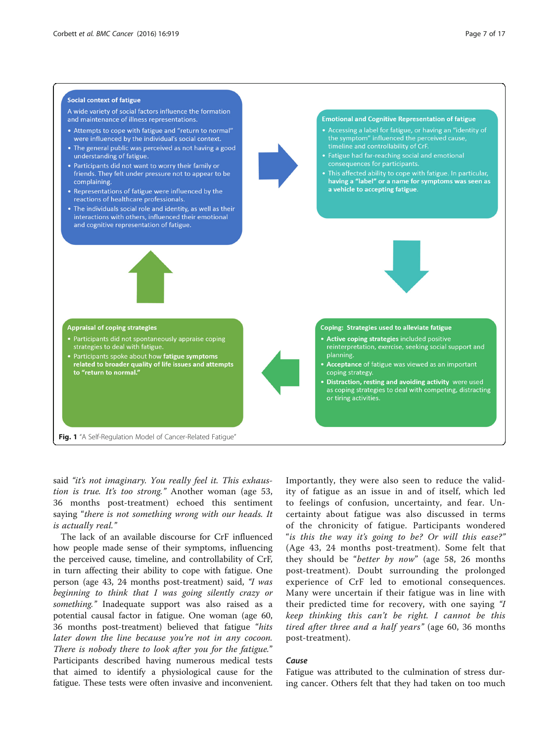**Social context of fatigue**

A wide variety of social factors influence the formation and maintenance of illness representations.

- Attempts to cope with fatigue and "return to normal" were influenced by the individual's social context.
- The general public was perceived as not having a good understanding of fatigue.
- Participants did not want to worry their family or friends. They felt under pressure not to appear to be complaining.
- Representations of fatigue were influenced by the reactions of healthcare professionals.
- The individuals social role and identity, as well as their interactions with others, influenced their emotional and cognitive representation of fatigue.

**Emotional and Cognitive Representation of fatigue**

- Accessing a label for fatigue, or having an "identity of the symptom" influenced the perceived cause, timeline and controllability of CrF.
- Fatigue had far-reaching social and emotional consequences for participants.
- This affected ability to cope with fatigue. In particular, **having a "label" or a name for symptoms was seen as a vehicle to accepting fatigue**.

**Coping: Strategies used to alleviate fatigue**

- **Active coping strategies** included positive reinterpretation, exercise, seeking social support and planning.
- **Acceptance** of fatigue was viewed as an important coping strategy.
- **Distraction, resting and avoiding activity** were used as coping strategies to deal with competing, distracting or tiring activities.

**Appraisal of coping strategies**

- Participants did not spontaneously appraise coping strategies to deal with fatigue.
- Participants spoke about how **fatigue symptoms related to broader quality of life issues and attempts to "return to normal."**

**Fig. 1** "A Self-Regulation Model of Cancer-Related Fatigue"

said *"it's not imaginary. You really feel it. This exhaustion is true. It's too strong."* Another woman (age 53, 36 months post-treatment) echoed this sentiment saying "*there is not something wrong with our heads. It is actually real."*

The lack of an available discourse for CrF influenced how people made sense of their symptoms, influencing the perceived cause, timeline, and controllability of CrF, in turn affecting their ability to cope with fatigue. One person (age 43, 24 months post-treatment) said, *"I was beginning to think that I was going silently crazy or something."* Inadequate support was also raised as a potential causal factor in fatigue. One woman (age 60, 36 months post-treatment) believed that fatigue "*hits later down the line because you're not in any cocoon. There is nobody there to look after you for the fatigue."* Participants described having numerous medical tests that aimed to identify a physiological cause for the fatigue. These tests were often invasive and inconvenient. Importantly, they were also seen to reduce the validity of fatigue as an issue in and of itself, which led to feelings of confusion, uncertainty, and fear. Uncertainty about fatigue was also discussed in terms of the chronicity of fatigue. Participants wondered "*is this the way it's going to be? Or will this ease?"* (Age 43, 24 months post-treatment). Some felt that they should be "*better by now*" (age 58, 26 months post-treatment). Doubt surrounding the prolonged experience of CrF led to emotional consequences. Many were uncertain if their fatigue was in line with their predicted time for recovery, with one saying *"I keep thinking this can't be right. I cannot be this tired after three and a half years"* (age 60, 36 months post-treatment).

### *Cause*

Fatigue was attributed to the culmination of stress during cancer. Others felt that they had taken on too much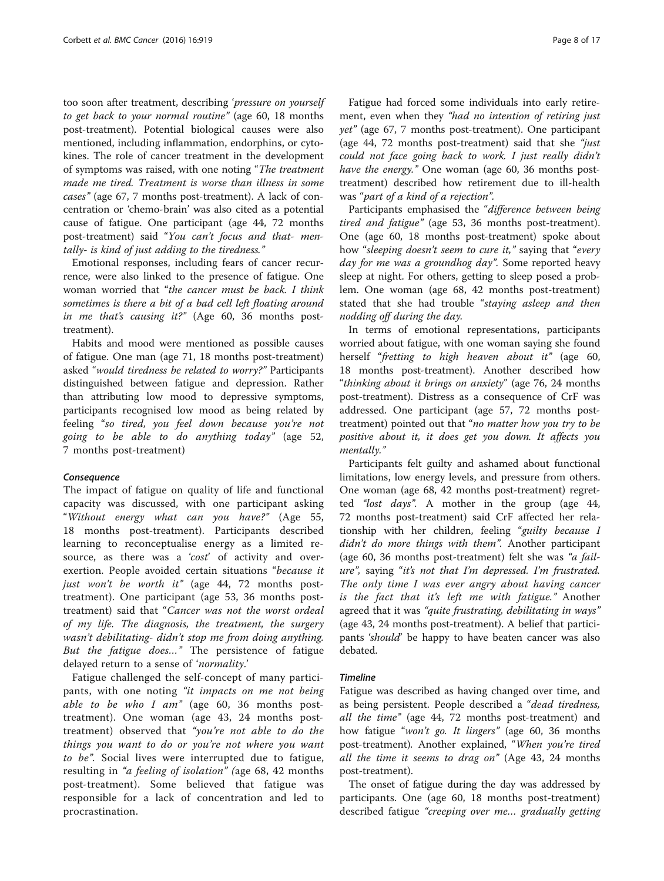too soon after treatment, describing *'pressure on yourself to get back to your normal routine"* (age 60, 18 months post-treatment). Potential biological causes were also mentioned, including inflammation, endorphins, or cytokines. The role of cancer treatment in the development of symptoms was raised, with one noting "*The treatment made me tired. Treatment is worse than illness in some cases*" (age 67, 7 months post-treatment). A lack of concentration or 'chemo-brain' was also cited as a potential cause of fatigue. One participant (age 44, 72 months post-treatment) said "*You can't focus and that- mentally- is kind of just adding to the tiredness.*"

Emotional responses, including fears of cancer recurrence, were also linked to the presence of fatigue. One woman worried that "*the cancer must be back. I think sometimes is there a bit of a bad cell left floating around in me that's causing it?*" (Age 60, 36 months post-treatment).

Habits and mood were mentioned as possible causes of fatigue. One man (age 71, 18 months post-treatment) asked "*would tiredness be related to worry?*" Participants distinguished between fatigue and depression. Rather than attributing low mood to depressive symptoms, participants recognised low mood as being related by feeling "*so tired, you feel down because you're not going to be able to do anything today*" (age 52, 7 months post-treatment)

#### *Consequence*

The impact of fatigue on quality of life and functional capacity was discussed, with one participant asking "*Without energy what can you have?*" (Age 55, 18 months post-treatment). Participants described learning to reconceptualise energy as a limited resource, as there was a *'cost'* of activity and over-exertion. People avoided certain situations "*because it just won't be worth it*" (age 44, 72 months post-treatment). One participant (age 53, 36 months post-treatment) said that "*Cancer was not the worst ordeal of my life. The diagnosis, the treatment, the surgery wasn't debilitating- didn't stop me from doing anything. But the fatigue does…*" The persistence of fatigue delayed return to a sense of '*normality*.'

Fatigue challenged the self-concept of many participants, with one noting *"it impacts on me not being able to be who I am"* (age 60, 36 months post-treatment). One woman (age 43, 24 months post-treatment) observed that *"you're not able to do the things you want to do or you're not where you want to be"*. Social lives were interrupted due to fatigue, resulting in *"a feeling of isolation" (*age 68, 42 months post-treatment). Some believed that fatigue was responsible for a lack of concentration and led to procrastination.

Fatigue had forced some individuals into early retirement, even when they *"had no intention of retiring just yet"* (age 67, 7 months post-treatment). One participant (age 44, 72 months post-treatment) said that she *"just could not face going back to work. I just really didn't have the energy."* One woman (age 60, 36 months post-treatment) described how retirement due to ill-health was "*part of a kind of a rejection*".

Participants emphasised the "*difference between being tired and fatigue*" (age 53, 36 months post-treatment). One (age 60, 18 months post-treatment) spoke about how "*sleeping doesn't seem to cure it,*" saying that "*every day for me was a groundhog day*". Some reported heavy sleep at night. For others, getting to sleep posed a problem. One woman (age 68, 42 months post-treatment) stated that she had trouble "*staying asleep and then nodding off during the day*.

In terms of emotional representations, participants worried about fatigue, with one woman saying she found herself "*fretting to high heaven about it*" (age 60, 18 months post-treatment). Another described how "*thinking about it brings on anxiety*" (age 76, 24 months post-treatment). Distress as a consequence of CrF was addressed. One participant (age 57, 72 months post-treatment) pointed out that "*no matter how you try to be positive about it, it does get you down. It affects you mentally.*"

Participants felt guilty and ashamed about functional limitations, low energy levels, and pressure from others. One woman (age 68, 42 months post-treatment) regretted *"lost days"*. A mother in the group (age 44, 72 months post-treatment) said CrF affected her relationship with her children, feeling "*guilty because I didn't do more things with them*". Another participant (age 60, 36 months post-treatment) felt she was *"a failure"*, saying "*it's not that I'm depressed. I'm frustrated. The only time I was ever angry about having cancer is the fact that it's left me with fatigue.*" Another agreed that it was *"quite frustrating, debilitating in ways"* (age 43, 24 months post-treatment). A belief that participants '*should*' be happy to have beaten cancer was also debated.

#### *Timeline*

Fatigue was described as having changed over time, and as being persistent. People described a "*dead tiredness, all the time*" (age 44, 72 months post-treatment) and how fatigue "*won't go. It lingers*" (age 60, 36 months post-treatment). Another explained, "*When you're tired all the time it seems to drag on*" (Age 43, 24 months post-treatment).

The onset of fatigue during the day was addressed by participants. One (age 60, 18 months post-treatment) described fatigue *"creeping over me… gradually getting*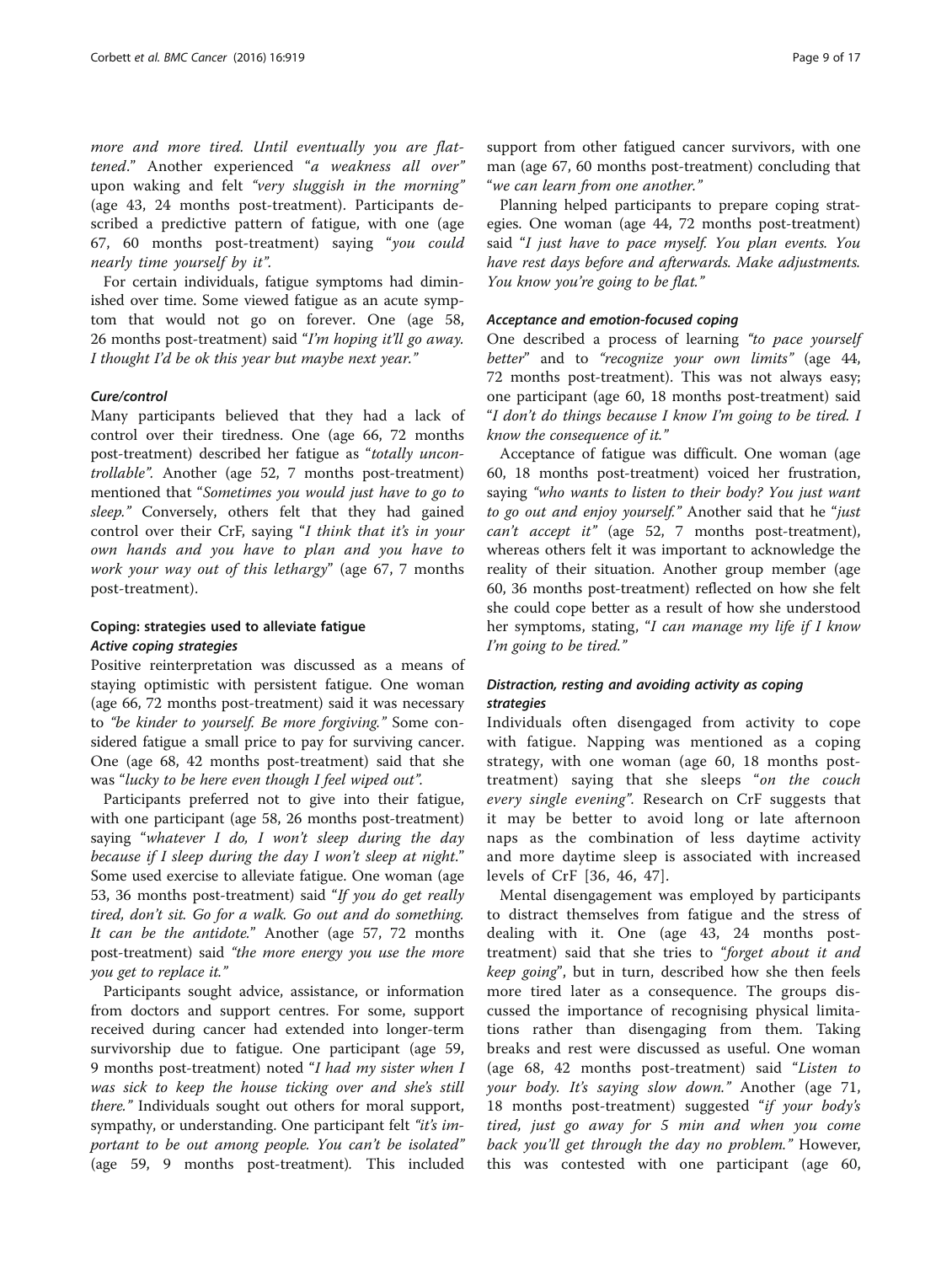*more and more tired. Until eventually you are flattened*." Another experienced "*a weakness all over*" upon waking and felt "*very sluggish in the morning*" (age 43, 24 months post-treatment). Participants described a predictive pattern of fatigue, with one (age 67, 60 months post-treatment) saying "*you could nearly time yourself by it*".

For certain individuals, fatigue symptoms had diminished over time. Some viewed fatigue as an acute symptom that would not go on forever. One (age 58, 26 months post-treatment) said "*I'm hoping it'll go away. I thought I'd be ok this year but maybe next year.*"

#### *Cure/control*

Many participants believed that they had a lack of control over their tiredness. One (age 66, 72 months post-treatment) described her fatigue as "*totally uncontrollable*". Another (age 52, 7 months post-treatment) mentioned that "*Sometimes you would just have to go to sleep.*" Conversely, others felt that they had gained control over their CrF, saying "*I think that it's in your own hands and you have to plan and you have to work your way out of this lethargy*" (age 67, 7 months post-treatment).

### Coping: strategies used to alleviate fatigue

#### *Active coping strategies*

Positive reinterpretation was discussed as a means of staying optimistic with persistent fatigue. One woman (age 66, 72 months post-treatment) said it was necessary to "*be kinder to yourself. Be more forgiving.*" Some considered fatigue a small price to pay for surviving cancer. One (age 68, 42 months post-treatment) said that she was "*lucky to be here even though I feel wiped out*".

Participants preferred not to give into their fatigue, with one participant (age 58, 26 months post-treatment) saying "*whatever I do, I won't sleep during the day because if I sleep during the day I won't sleep at night*." Some used exercise to alleviate fatigue. One woman (age 53, 36 months post-treatment) said "*If you do get really tired, don't sit. Go for a walk. Go out and do something. It can be the antidote.*" Another (age 57, 72 months post-treatment) said "*the more energy you use the more you get to replace it.*"

Participants sought advice, assistance, or information from doctors and support centres. For some, support received during cancer had extended into longer-term survivorship due to fatigue. One participant (age 59, 9 months post-treatment) noted "*I had my sister when I was sick to keep the house ticking over and she's still there.*" Individuals sought out others for moral support, sympathy, or understanding. One participant felt "*it's important to be out among people. You can't be isolated*" (age 59, 9 months post-treatment). This included support from other fatigued cancer survivors, with one man (age 67, 60 months post-treatment) concluding that "*we can learn from one another.*"

Planning helped participants to prepare coping strategies. One woman (age 44, 72 months post-treatment) said "*I just have to pace myself. You plan events. You have rest days before and afterwards. Make adjustments. You know you're going to be flat.*"

#### *Acceptance and emotion-focused coping*

One described a process of learning "*to pace yourself better*" and to "*recognize your own limits*" (age 44, 72 months post-treatment). This was not always easy; one participant (age 60, 18 months post-treatment) said "*I don't do things because I know I'm going to be tired. I know the consequence of it.*"

Acceptance of fatigue was difficult. One woman (age 60, 18 months post-treatment) voiced her frustration, saying "*who wants to listen to their body? You just want to go out and enjoy yourself.*" Another said that he "*just can't accept it*" (age 52, 7 months post-treatment), whereas others felt it was important to acknowledge the reality of their situation. Another group member (age 60, 36 months post-treatment) reflected on how she felt she could cope better as a result of how she understood her symptoms, stating, "*I can manage my life if I know I'm going to be tired.*"

#### *Distraction, resting and avoiding activity as coping strategies*

Individuals often disengaged from activity to cope with fatigue. Napping was mentioned as a coping strategy, with one woman (age 60, 18 months post-treatment) saying that she sleeps "*on the couch every single evening*". Research on CrF suggests that it may be better to avoid long or late afternoon naps as the combination of less daytime activity and more daytime sleep is associated with increased levels of CrF [36, 46, 47].

Mental disengagement was employed by participants to distract themselves from fatigue and the stress of dealing with it. One (age 43, 24 months post-treatment) said that she tries to "*forget about it and keep going*", but in turn, described how she then feels more tired later as a consequence. The groups discussed the importance of recognising physical limitations rather than disengaging from them. Taking breaks and rest were discussed as useful. One woman (age 68, 42 months post-treatment) said "*Listen to your body. It's saying slow down.*" Another (age 71, 18 months post-treatment) suggested "*if your body's tired, just go away for 5 min and when you come back you'll get through the day no problem.*" However, this was contested with one participant (age 60,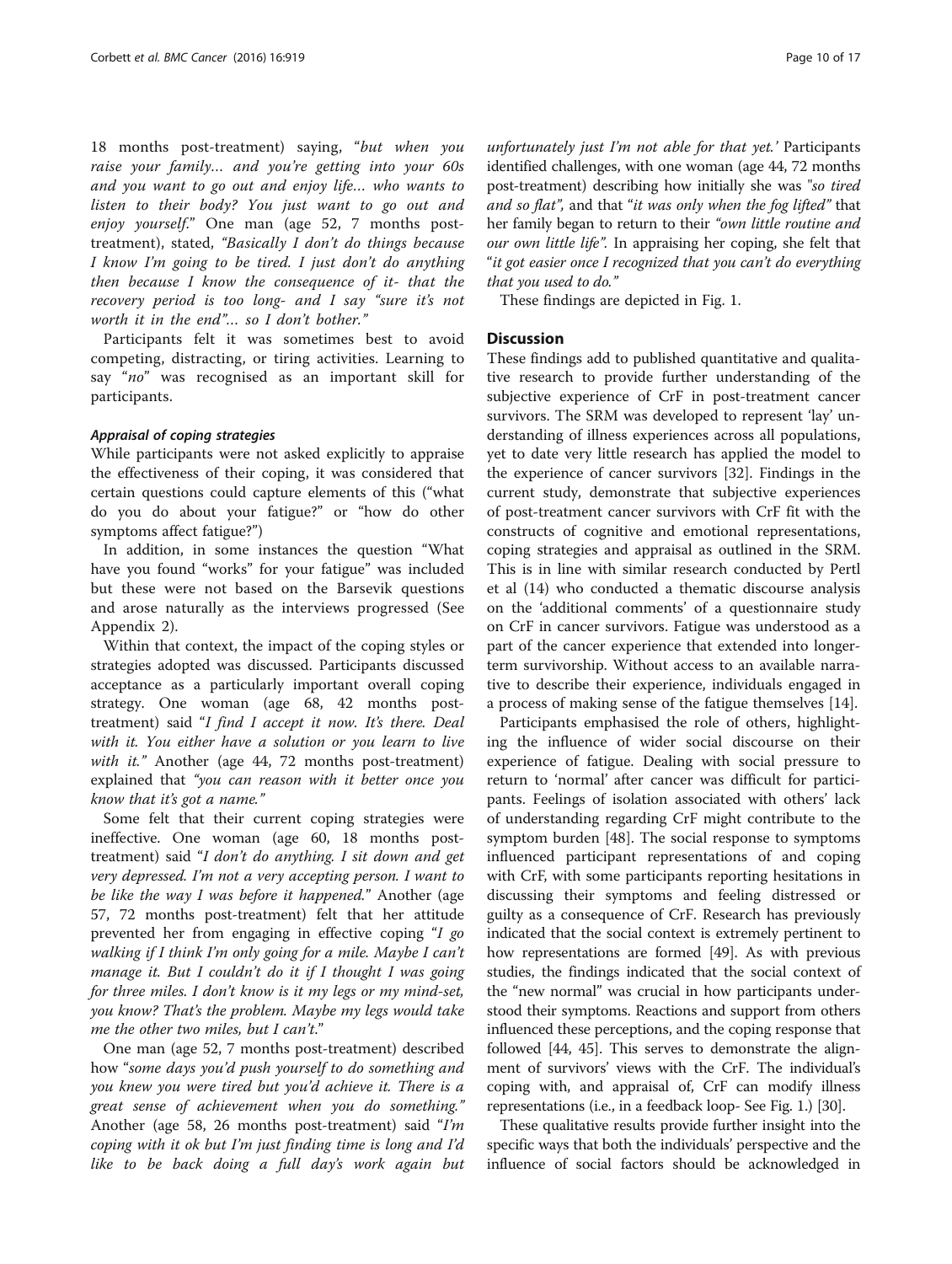18 months post-treatment) saying, "*but when you raise your family… and you're getting into your 60s and you want to go out and enjoy life… who wants to listen to their body? You just want to go out and enjoy yourself*." One man (age 52, 7 months post-treatment), stated, "*Basically I don't do things because I know I'm going to be tired. I just don't do anything then because I know the consequence of it- that the recovery period is too long- and I say "sure it's not worth it in the end"… so I don't bother.*"

Participants felt it was sometimes best to avoid competing, distracting, or tiring activities. Learning to say "*no*" was recognised as an important skill for participants.

#### *Appraisal of coping strategies*

While participants were not asked explicitly to appraise the effectiveness of their coping, it was considered that certain questions could capture elements of this ("what do you do about your fatigue?" or "how do other symptoms affect fatigue?")

In addition, in some instances the question "What have you found "works" for your fatigue" was included but these were not based on the Barsevik questions and arose naturally as the interviews progressed (See Appendix 2).

Within that context, the impact of the coping styles or strategies adopted was discussed. Participants discussed acceptance as a particularly important overall coping strategy. One woman (age 68, 42 months post-treatment) said "*I find I accept it now. It's there. Deal with it. You either have a solution or you learn to live with it.*" Another (age 44, 72 months post-treatment) explained that *"you can reason with it better once you know that it's got a name."*

Some felt that their current coping strategies were ineffective. One woman (age 60, 18 months post-treatment) said "*I don't do anything. I sit down and get very depressed. I'm not a very accepting person. I want to be like the way I was before it happened.*" Another (age 57, 72 months post-treatment) felt that her attitude prevented her from engaging in effective coping "*I go walking if I think I'm only going for a mile. Maybe I can't manage it. But I couldn't do it if I thought I was going for three miles. I don't know is it my legs or my mind-set, you know? That's the problem. Maybe my legs would take me the other two miles, but I can't*."

One man (age 52, 7 months post-treatment) described how "*some days you'd push yourself to do something and you knew you were tired but you'd achieve it. There is a great sense of achievement when you do something.*" Another (age 58, 26 months post-treatment) said "*I'm coping with it ok but I'm just finding time is long and I'd like to be back doing a full day's work again but unfortunately just I'm not able for that yet.'* Participants identified challenges, with one woman (age 44, 72 months post-treatment) describing how initially she was "*so tired and so flat*", and that "*it was only when the fog lifted*" that her family began to return to their *"own little routine and our own little life"*. In appraising her coping, she felt that "*it got easier once I recognized that you can't do everything that you used to do.*"

These findings are depicted in Fig. 1.

## Discussion

These findings add to published quantitative and qualitative research to provide further understanding of the subjective experience of CrF in post-treatment cancer survivors. The SRM was developed to represent 'lay' understanding of illness experiences across all populations, yet to date very little research has applied the model to the experience of cancer survivors [32]. Findings in the current study, demonstrate that subjective experiences of post-treatment cancer survivors with CrF fit with the constructs of cognitive and emotional representations, coping strategies and appraisal as outlined in the SRM. This is in line with similar research conducted by Pertl et al (14) who conducted a thematic discourse analysis on the 'additional comments' of a questionnaire study on CrF in cancer survivors. Fatigue was understood as a part of the cancer experience that extended into longer-term survivorship. Without access to an available narrative to describe their experience, individuals engaged in a process of making sense of the fatigue themselves [14].

Participants emphasised the role of others, highlighting the influence of wider social discourse on their experience of fatigue. Dealing with social pressure to return to 'normal' after cancer was difficult for participants. Feelings of isolation associated with others' lack of understanding regarding CrF might contribute to the symptom burden [48]. The social response to symptoms influenced participant representations of and coping with CrF, with some participants reporting hesitations in discussing their symptoms and feeling distressed or guilty as a consequence of CrF. Research has previously indicated that the social context is extremely pertinent to how representations are formed [49]. As with previous studies, the findings indicated that the social context of the "new normal" was crucial in how participants understood their symptoms. Reactions and support from others influenced these perceptions, and the coping response that followed [44, 45]. This serves to demonstrate the alignment of survivors' views with the CrF. The individual's coping with, and appraisal of, CrF can modify illness representations (i.e., in a feedback loop- See Fig. 1.) [30].

These qualitative results provide further insight into the specific ways that both the individuals' perspective and the influence of social factors should be acknowledged in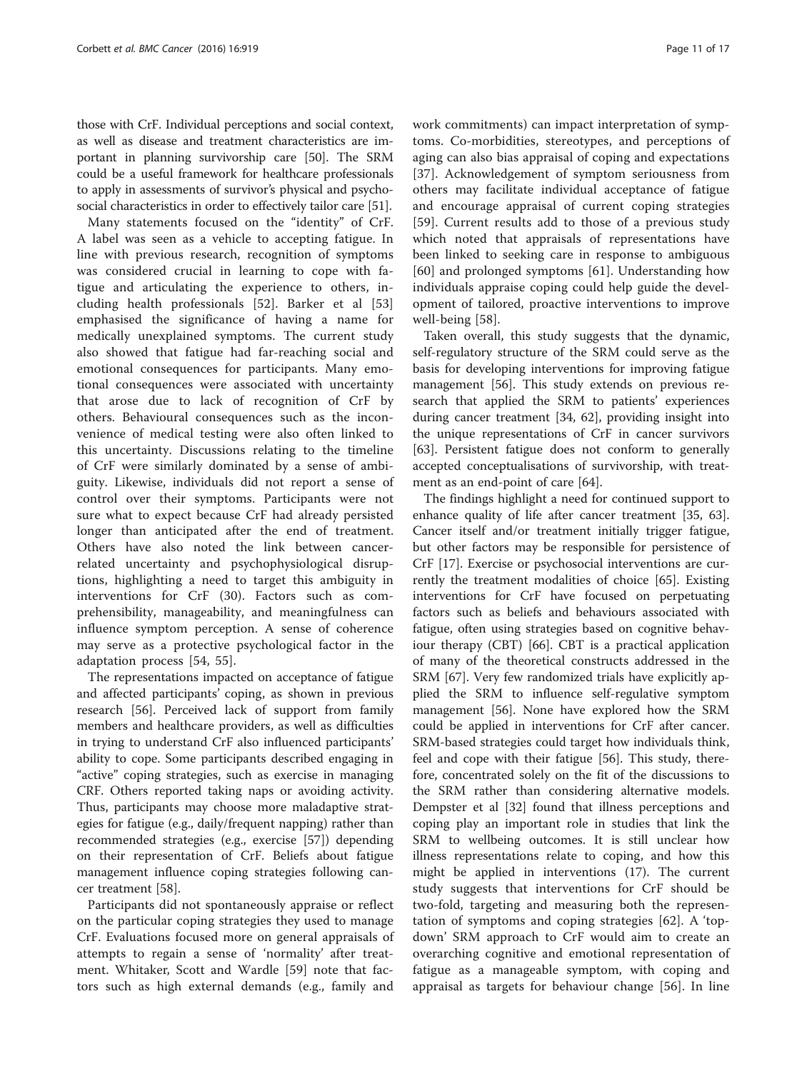those with CrF. Individual perceptions and social context, as well as disease and treatment characteristics are important in planning survivorship care [50]. The SRM could be a useful framework for healthcare professionals to apply in assessments of survivor's physical and psychosocial characteristics in order to effectively tailor care [51].

Many statements focused on the "identity" of CrF. A label was seen as a vehicle to accepting fatigue. In line with previous research, recognition of symptoms was considered crucial in learning to cope with fatigue and articulating the experience to others, including health professionals [52]. Barker et al [53] emphasised the significance of having a name for medically unexplained symptoms. The current study also showed that fatigue had far-reaching social and emotional consequences for participants. Many emotional consequences were associated with uncertainty that arose due to lack of recognition of CrF by others. Behavioural consequences such as the inconvenience of medical testing were also often linked to this uncertainty. Discussions relating to the timeline of CrF were similarly dominated by a sense of ambiguity. Likewise, individuals did not report a sense of control over their symptoms. Participants were not sure what to expect because CrF had already persisted longer than anticipated after the end of treatment. Others have also noted the link between cancer-related uncertainty and psychophysiological disruptions, highlighting a need to target this ambiguity in interventions for CrF (30). Factors such as comprehensibility, manageability, and meaningfulness can influence symptom perception. A sense of coherence may serve as a protective psychological factor in the adaptation process [54, 55].

The representations impacted on acceptance of fatigue and affected participants' coping, as shown in previous research [56]. Perceived lack of support from family members and healthcare providers, as well as difficulties in trying to understand CrF also influenced participants' ability to cope. Some participants described engaging in "active" coping strategies, such as exercise in managing CRF. Others reported taking naps or avoiding activity. Thus, participants may choose more maladaptive strategies for fatigue (e.g., daily/frequent napping) rather than recommended strategies (e.g., exercise [57]) depending on their representation of CrF. Beliefs about fatigue management influence coping strategies following cancer treatment [58].

Participants did not spontaneously appraise or reflect on the particular coping strategies they used to manage CrF. Evaluations focused more on general appraisals of attempts to regain a sense of 'normality' after treatment. Whitaker, Scott and Wardle [59] note that factors such as high external demands (e.g., family and work commitments) can impact interpretation of symptoms. Co-morbidities, stereotypes, and perceptions of aging can also bias appraisal of coping and expectations [37]. Acknowledgement of symptom seriousness from others may facilitate individual acceptance of fatigue and encourage appraisal of current coping strategies [59]. Current results add to those of a previous study which noted that appraisals of representations have been linked to seeking care in response to ambiguous [60] and prolonged symptoms [61]. Understanding how individuals appraise coping could help guide the development of tailored, proactive interventions to improve well-being [58].

Taken overall, this study suggests that the dynamic, self-regulatory structure of the SRM could serve as the basis for developing interventions for improving fatigue management [56]. This study extends on previous research that applied the SRM to patients' experiences during cancer treatment [34, 62], providing insight into the unique representations of CrF in cancer survivors [63]. Persistent fatigue does not conform to generally accepted conceptualisations of survivorship, with treatment as an end-point of care [64].

The findings highlight a need for continued support to enhance quality of life after cancer treatment [35, 63]. Cancer itself and/or treatment initially trigger fatigue, but other factors may be responsible for persistence of CrF [17]. Exercise or psychosocial interventions are currently the treatment modalities of choice [65]. Existing interventions for CrF have focused on perpetuating factors such as beliefs and behaviours associated with fatigue, often using strategies based on cognitive behaviour therapy (CBT) [66]. CBT is a practical application of many of the theoretical constructs addressed in the SRM [67]. Very few randomized trials have explicitly applied the SRM to influence self-regulative symptom management [56]. None have explored how the SRM could be applied in interventions for CrF after cancer. SRM-based strategies could target how individuals think, feel and cope with their fatigue [56]. This study, therefore, concentrated solely on the fit of the discussions to the SRM rather than considering alternative models. Dempster et al [32] found that illness perceptions and coping play an important role in studies that link the SRM to wellbeing outcomes. It is still unclear how illness representations relate to coping, and how this might be applied in interventions (17). The current study suggests that interventions for CrF should be two-fold, targeting and measuring both the representation of symptoms and coping strategies [62]. A 'top-down' SRM approach to CrF would aim to create an overarching cognitive and emotional representation of fatigue as a manageable symptom, with coping and appraisal as targets for behaviour change [56]. In line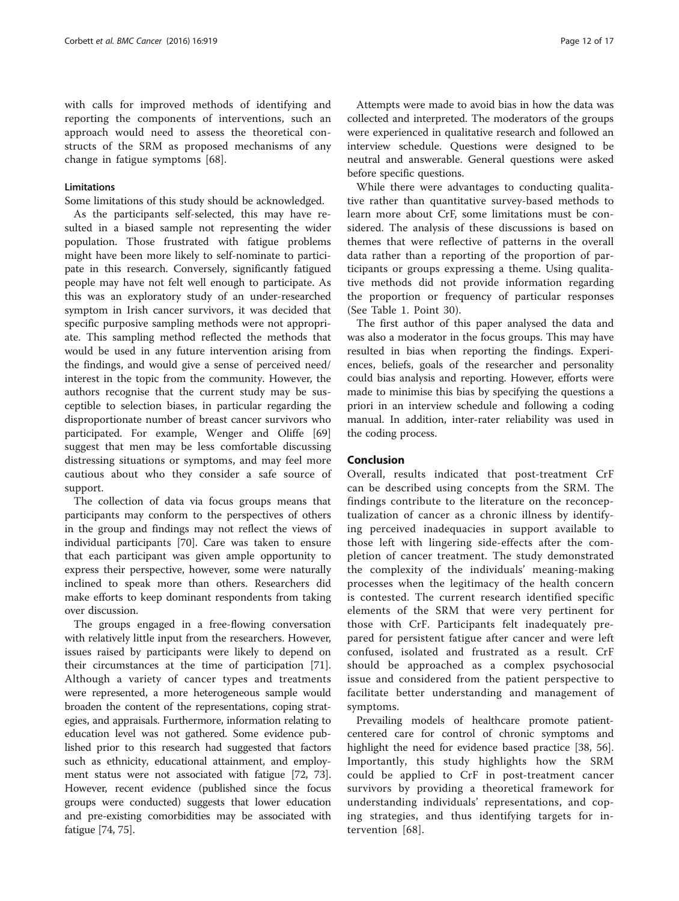with calls for improved methods of identifying and reporting the components of interventions, such an approach would need to assess the theoretical constructs of the SRM as proposed mechanisms of any change in fatigue symptoms [68].

### Limitations

Some limitations of this study should be acknowledged.

As the participants self-selected, this may have resulted in a biased sample not representing the wider population. Those frustrated with fatigue problems might have been more likely to self-nominate to participate in this research. Conversely, significantly fatigued people may have not felt well enough to participate. As this was an exploratory study of an under-researched symptom in Irish cancer survivors, it was decided that specific purposive sampling methods were not appropriate. This sampling method reflected the methods that would be used in any future intervention arising from the findings, and would give a sense of perceived need/ interest in the topic from the community. However, the authors recognise that the current study may be susceptible to selection biases, in particular regarding the disproportionate number of breast cancer survivors who participated. For example, Wenger and Oliffe [69] suggest that men may be less comfortable discussing distressing situations or symptoms, and may feel more cautious about who they consider a safe source of support.

The collection of data via focus groups means that participants may conform to the perspectives of others in the group and findings may not reflect the views of individual participants [70]. Care was taken to ensure that each participant was given ample opportunity to express their perspective, however, some were naturally inclined to speak more than others. Researchers did make efforts to keep dominant respondents from taking over discussion.

The groups engaged in a free-flowing conversation with relatively little input from the researchers. However, issues raised by participants were likely to depend on their circumstances at the time of participation [71]. Although a variety of cancer types and treatments were represented, a more heterogeneous sample would broaden the content of the representations, coping strategies, and appraisals. Furthermore, information relating to education level was not gathered. Some evidence published prior to this research had suggested that factors such as ethnicity, educational attainment, and employment status were not associated with fatigue [72, 73]. However, recent evidence (published since the focus groups were conducted) suggests that lower education and pre-existing comorbidities may be associated with fatigue [74, 75].

Attempts were made to avoid bias in how the data was collected and interpreted. The moderators of the groups were experienced in qualitative research and followed an interview schedule. Questions were designed to be neutral and answerable. General questions were asked before specific questions.

While there were advantages to conducting qualitative rather than quantitative survey-based methods to learn more about CrF, some limitations must be considered. The analysis of these discussions is based on themes that were reflective of patterns in the overall data rather than a reporting of the proportion of participants or groups expressing a theme. Using qualitative methods did not provide information regarding the proportion or frequency of particular responses (See Table 1. Point 30).

The first author of this paper analysed the data and was also a moderator in the focus groups. This may have resulted in bias when reporting the findings. Experiences, beliefs, goals of the researcher and personality could bias analysis and reporting. However, efforts were made to minimise this bias by specifying the questions a priori in an interview schedule and following a coding manual. In addition, inter-rater reliability was used in the coding process.

## Conclusion

Overall, results indicated that post-treatment CrF can be described using concepts from the SRM. The findings contribute to the literature on the reconceptualization of cancer as a chronic illness by identifying perceived inadequacies in support available to those left with lingering side-effects after the completion of cancer treatment. The study demonstrated the complexity of the individuals' meaning-making processes when the legitimacy of the health concern is contested. The current research identified specific elements of the SRM that were very pertinent for those with CrF. Participants felt inadequately prepared for persistent fatigue after cancer and were left confused, isolated and frustrated as a result. CrF should be approached as a complex psychosocial issue and considered from the patient perspective to facilitate better understanding and management of symptoms.

Prevailing models of healthcare promote patient-centered care for control of chronic symptoms and highlight the need for evidence based practice [38, 56]. Importantly, this study highlights how the SRM could be applied to CrF in post-treatment cancer survivors by providing a theoretical framework for understanding individuals' representations, and coping strategies, and thus identifying targets for intervention [68].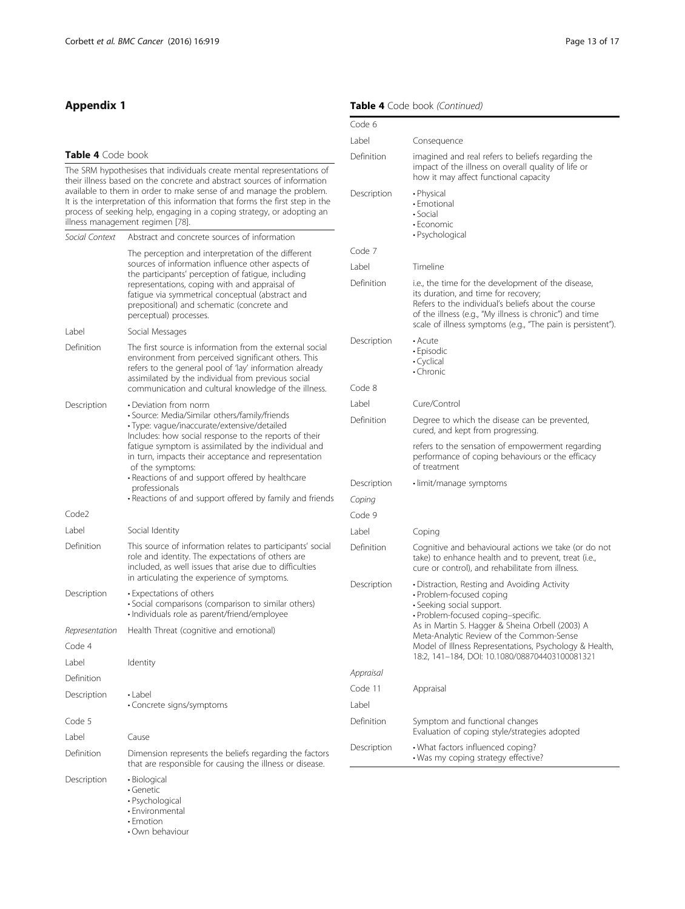## Appendix 1

**Table 4** Code book

| The SRM hypothesises that individuals create mental representations of their illness based on the concrete and abstract sources of information available to them in order to make sense of and manage the problem. It is the interpretation of this information that forms the first step in the process of seeking help, engaging in a coping strategy, or adopting an illness management regimen [78]. | |
|---|---|
| *Social Context* | Abstract and concrete sources of information |
| | The perception and interpretation of the different sources of information influence other aspects of the participants' perception of fatigue, including representations, coping with and appraisal of fatigue via symmetrical conceptual (abstract and prepositional) and schematic (concrete and perceptual) processes. |
| Label | Social Messages |
| Definition | The first source is information from the external social environment from perceived significant others. This refers to the general pool of 'lay' information already assimilated by the individual from previous social communication and cultural knowledge of the illness. |
| Description | • Deviation from norm<br>• Source: Media/Similar others/family/friends<br>• Type: vague/inaccurate/extensive/detailed<br>Includes: how social response to the reports of their fatigue symptom is assimilated by the individual and in turn, impacts their acceptance and representation of the symptoms:<br>• Reactions of and support offered by healthcare professionals<br>• Reactions of and support offered by family and friends |
| Code2 | |
| Label | Social Identity |
| Definition | This source of information relates to participants' social role and identity. The expectations of others are included, as well issues that arise due to difficulties in articulating the experience of symptoms. |
| Description | • Expectations of others<br>• Social comparisons (comparison to similar others)<br>• Individuals role as parent/friend/employee |
| *Representation* | Health Threat (cognitive and emotional) |
| Code 4 | |
| Label | Identity |
| Definition | |
| Description | • Label<br>• Concrete signs/symptoms |
| Code 5 | |
| Label | Cause |
| Definition | Dimension represents the beliefs regarding the factors that are responsible for causing the illness or disease. |
| Description | • Biological<br>• Genetic<br>• Psychological<br>• Environmental<br>• Emotion<br>• Own behaviour |
| Code 6 | |
| Label | Consequence |
| Definition | imagined and real refers to beliefs regarding the impact of the illness on overall quality of life or how it may affect functional capacity |
| Description | • Physical<br>• Emotional<br>• Social<br>• Economic<br>• Psychological |
| Code 7 | |
| Label | Timeline |
| Definition | i.e., the time for the development of the disease, its duration, and time for recovery;<br>Refers to the individual's beliefs about the course of the illness (e.g., "My illness is chronic") and time scale of illness symptoms (e.g., "The pain is persistent"). |
| Description | • Acute<br>• Episodic<br>• Cyclical<br>• Chronic |
| Code 8 | |
| Label | Cure/Control |
| Definition | Degree to which the disease can be prevented, cured, and kept from progressing.<br>refers to the sensation of empowerment regarding performance of coping behaviours or the efficacy of treatment |
| Description | • limit/manage symptoms |
| *Coping* | |
| Code 9 | |
| Label | Coping |
| Definition | Cognitive and behavioural actions we take (or do not take) to enhance health and to prevent, treat (i.e., cure or control), and rehabilitate from illness. |
| Description | • Distraction, Resting and Avoiding Activity<br>• Problem-focused coping<br>• Seeking social support.<br>• Problem-focused coping–specific.<br>As in Martin S. Hagger & Sheina Orbell (2003) A Meta-Analytic Review of the Common-Sense Model of Illness Representations, Psychology & Health, 18:2, 141–184, DOI: 10.1080/088704403100081321 |
| *Appraisal* | |
| Code 11 | Appraisal |
| Label | |
| Definition | Symptom and functional changes<br>Evaluation of coping style/strategies adopted |
| Description | • What factors influenced coping?<br>• Was my coping strategy effective? |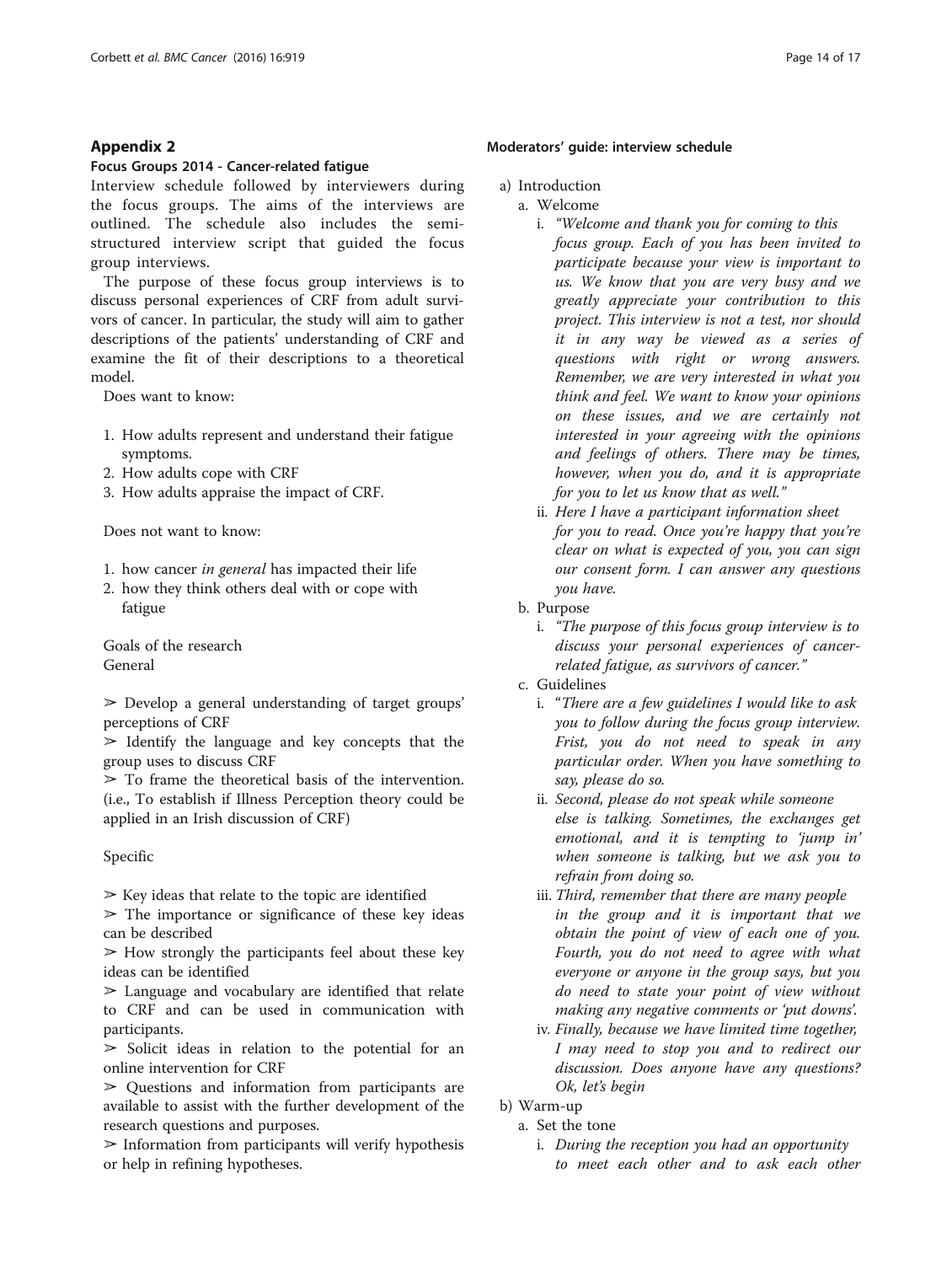## Appendix 2

### Focus Groups 2014 - Cancer-related fatigue

Interview schedule followed by interviewers during the focus groups. The aims of the interviews are outlined. The schedule also includes the semi-structured interview script that guided the focus group interviews.

The purpose of these focus group interviews is to discuss personal experiences of CRF from adult survivors of cancer. In particular, the study will aim to gather descriptions of the patients' understanding of CRF and examine the fit of their descriptions to a theoretical model.

Does want to know:

1. How adults represent and understand their fatigue symptoms.
2. How adults cope with CRF
3. How adults appraise the impact of CRF.

Does not want to know:

1. how cancer *in general* has impacted their life
2. how they think others deal with or cope with fatigue

Goals of the research

General

➢ Develop a general understanding of target groups' perceptions of CRF

➢ Identify the language and key concepts that the group uses to discuss CRF

➢ To frame the theoretical basis of the intervention. (i.e., To establish if Illness Perception theory could be applied in an Irish discussion of CRF)

Specific

➢ Key ideas that relate to the topic are identified

➢ The importance or significance of these key ideas can be described

➢ How strongly the participants feel about these key ideas can be identified

➢ Language and vocabulary are identified that relate to CRF and can be used in communication with participants.

➢ Solicit ideas in relation to the potential for an online intervention for CRF

➢ Questions and information from participants are available to assist with the further development of the research questions and purposes.

➢ Information from participants will verify hypothesis or help in refining hypotheses.

#### Moderators' guide: interview schedule

a) Introduction
   a. Welcome
      i. *"Welcome and thank you for coming to this focus group. Each of you has been invited to participate because your view is important to us. We know that you are very busy and we greatly appreciate your contribution to this project. This interview is not a test, nor should it in any way be viewed as a series of questions with right or wrong answers. Remember, we are very interested in what you think and feel. We want to know your opinions on these issues, and we are certainly not interested in your agreeing with the opinions and feelings of others. There may be times, however, when you do, and it is appropriate for you to let us know that as well."*
      ii. *Here I have a participant information sheet for you to read. Once you're happy that you're clear on what is expected of you, you can sign our consent form. I can answer any questions you have.*
   b. Purpose
      i. *"The purpose of this focus group interview is to discuss your personal experiences of cancer-related fatigue, as survivors of cancer."*
   c. Guidelines
      i. "*There are a few guidelines I would like to ask you to follow during the focus group interview. Frist, you do not need to speak in any particular order. When you have something to say, please do so.*
      ii. *Second, please do not speak while someone else is talking. Sometimes, the exchanges get emotional, and it is tempting to 'jump in' when someone is talking, but we ask you to refrain from doing so.*
      iii. *Third, remember that there are many people in the group and it is important that we obtain the point of view of each one of you. Fourth, you do not need to agree with what everyone or anyone in the group says, but you do need to state your point of view without making any negative comments or 'put downs'.*
      iv. *Finally, because we have limited time together, I may need to stop you and to redirect our discussion. Does anyone have any questions? Ok, let's begin*
b) Warm-up
   a. Set the tone
      i. *During the reception you had an opportunity to meet each other and to ask each other*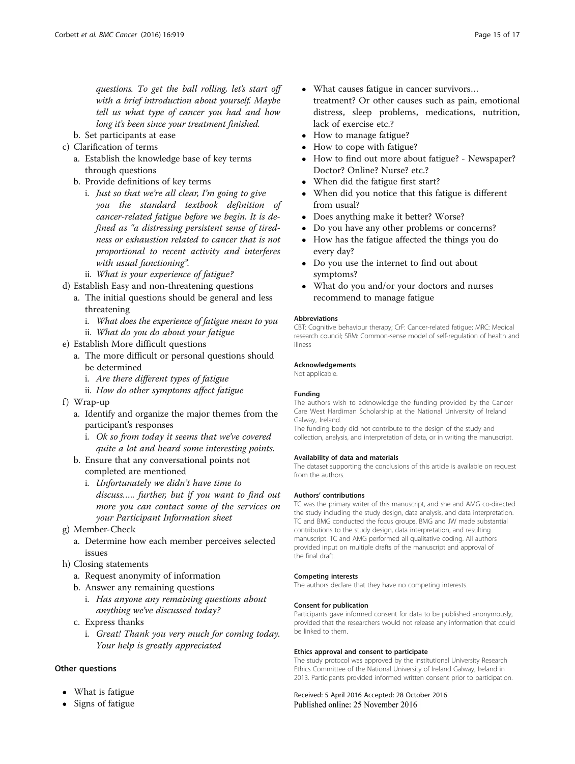*questions. To get the ball rolling, let's start off with a brief introduction about yourself. Maybe tell us what type of cancer you had and how long it's been since your treatment finished.*

b. Set participants at ease

c) Clarification of terms
   a. Establish the knowledge base of key terms through questions
   b. Provide definitions of key terms
      i. *Just so that we're all clear, I'm going to give you the standard textbook definition of cancer-related fatigue before we begin. It is defined as "a distressing persistent sense of tiredness or exhaustion related to cancer that is not proportional to recent activity and interferes with usual functioning".*
      ii. *What is your experience of fatigue?*
d) Establish Easy and non-threatening questions
   a. The initial questions should be general and less threatening
      i. *What does the experience of fatigue mean to you*
      ii. *What do you do about your fatigue*
e) Establish More difficult questions
   a. The more difficult or personal questions should be determined
      i. *Are there different types of fatigue*
      ii. *How do other symptoms affect fatigue*
f) Wrap-up
   a. Identify and organize the major themes from the participant's responses
      i. *Ok so from today it seems that we've covered quite a lot and heard some interesting points.*
   b. Ensure that any conversational points not completed are mentioned
      i. *Unfortunately we didn't have time to discuss….. further, but if you want to find out more you can contact some of the services on your Participant Information sheet*
g) Member-Check
   a. Determine how each member perceives selected issues
h) Closing statements
   a. Request anonymity of information
   b. Answer any remaining questions
      i. *Has anyone any remaining questions about anything we've discussed today?*
   c. Express thanks
      i. *Great! Thank you very much for coming today. Your help is greatly appreciated*

### Other questions

- What is fatigue
- Signs of fatigue
- What causes fatigue in cancer survivors… treatment? Or other causes such as pain, emotional distress, sleep problems, medications, nutrition, lack of exercise etc.?
- How to manage fatigue?
- How to cope with fatigue?
- How to find out more about fatigue? - Newspaper? Doctor? Online? Nurse? etc.?
- When did the fatigue first start?
- When did you notice that this fatigue is different from usual?
- Does anything make it better? Worse?
- Do you have any other problems or concerns?
- How has the fatigue affected the things you do every day?
- Do you use the internet to find out about symptoms?
- What do you and/or your doctors and nurses recommend to manage fatigue

#### Abbreviations

CBT: Cognitive behaviour therapy; CrF: Cancer-related fatigue; MRC: Medical research council; SRM: Common-sense model of self-regulation of health and illness

#### Acknowledgements

Not applicable.

#### Funding

The authors wish to acknowledge the funding provided by the Cancer Care West Hardiman Scholarship at the National University of Ireland Galway, Ireland.
The funding body did not contribute to the design of the study and collection, analysis, and interpretation of data, or in writing the manuscript.

#### Availability of data and materials

The dataset supporting the conclusions of this article is available on request from the authors.

#### Authors' contributions

TC was the primary writer of this manuscript, and she and AMG co-directed the study including the study design, data analysis, and data interpretation. TC and BMG conducted the focus groups. BMG and JW made substantial contributions to the study design, data interpretation, and resulting manuscript. TC and AMG performed all qualitative coding. All authors provided input on multiple drafts of the manuscript and approval of the final draft.

#### Competing interests

The authors declare that they have no competing interests.

#### Consent for publication

Participants gave informed consent for data to be published anonymously, provided that the researchers would not release any information that could be linked to them.

#### Ethics approval and consent to participate

The study protocol was approved by the Institutional University Research Ethics Committee of the National University of Ireland Galway, Ireland in 2013. Participants provided informed written consent prior to participation.

Received: 5 April 2016 Accepted: 28 October 2016
Published online: 25 November 2016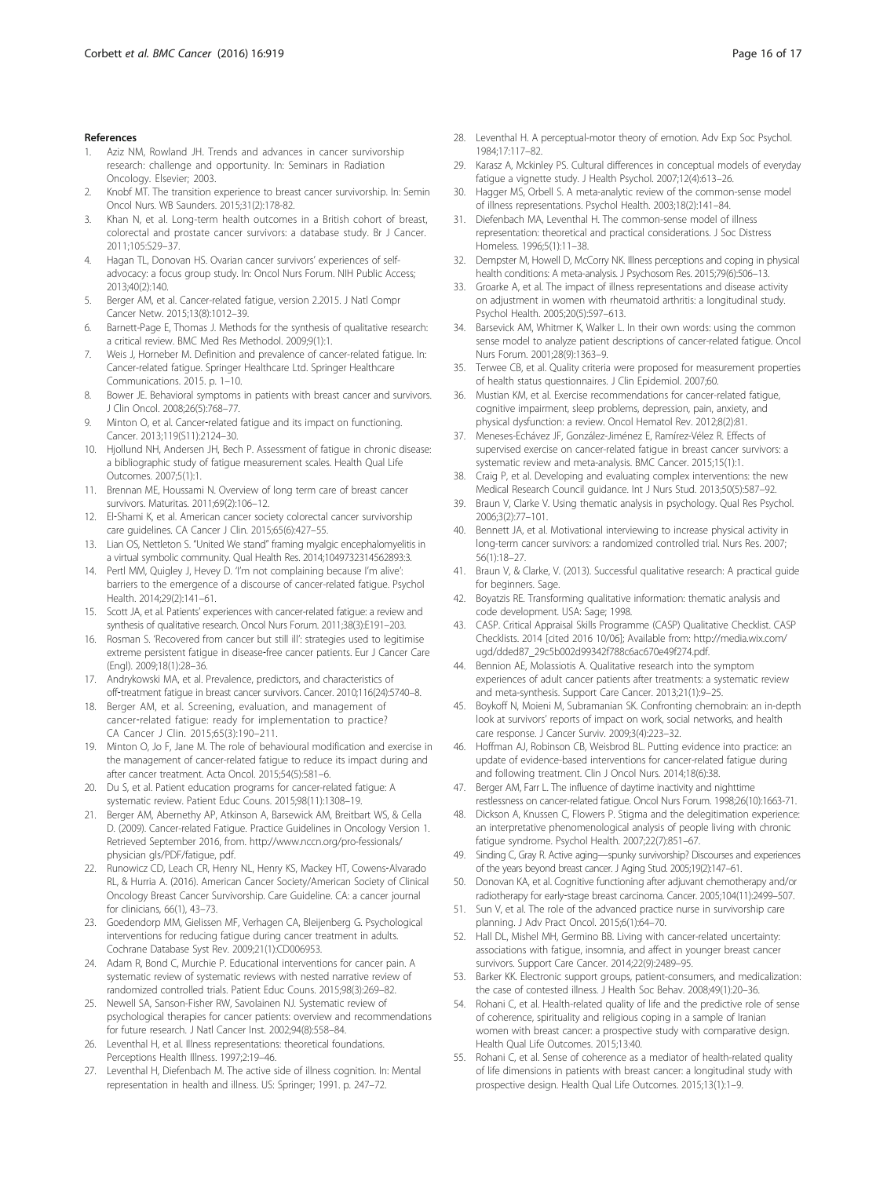## References

1. Aziz NM, Rowland JH. Trends and advances in cancer survivorship research: challenge and opportunity. In: Seminars in Radiation Oncology. Elsevier; 2003.
2. Knobf MT. The transition experience to breast cancer survivorship. In: Semin Oncol Nurs. WB Saunders. 2015;31(2):178-82.
3. Khan N, et al. Long-term health outcomes in a British cohort of breast, colorectal and prostate cancer survivors: a database study. Br J Cancer. 2011;105:S29–37.
4. Hagan TL, Donovan HS. Ovarian cancer survivors' experiences of self-advocacy: a focus group study. In: Oncol Nurs Forum. NIH Public Access; 2013;40(2):140.
5. Berger AM, et al. Cancer-related fatigue, version 2.2015. J Natl Compr Cancer Netw. 2015;13(8):1012–39.
6. Barnett-Page E, Thomas J. Methods for the synthesis of qualitative research: a critical review. BMC Med Res Methodol. 2009;9(1):1.
7. Weis J, Horneber M. Definition and prevalence of cancer-related fatigue. In: Cancer-related fatigue. Springer Healthcare Ltd. Springer Healthcare Communications. 2015. p. 1–10.
8. Bower JE. Behavioral symptoms in patients with breast cancer and survivors. J Clin Oncol. 2008;26(5):768–77.
9. Minton O, et al. Cancer-related fatigue and its impact on functioning. Cancer. 2013;119(S11):2124–30.
10. Hjollund NH, Andersen JH, Bech P. Assessment of fatigue in chronic disease: a bibliographic study of fatigue measurement scales. Health Qual Life Outcomes. 2007;5(1):1.
11. Brennan ME, Houssami N. Overview of long term care of breast cancer survivors. Maturitas. 2011;69(2):106–12.
12. El-Shami K, et al. American cancer society colorectal cancer survivorship care guidelines. CA Cancer J Clin. 2015;65(6):427–55.
13. Lian OS, Nettleton S. "United We stand" framing myalgic encephalomyelitis in a virtual symbolic community. Qual Health Res. 2014;1049732314562893:3.
14. Pertl MM, Quigley J, Hevey D. 'I'm not complaining because I'm alive': barriers to the emergence of a discourse of cancer-related fatigue. Psychol Health. 2014;29(2):141–61.
15. Scott JA, et al. Patients' experiences with cancer-related fatigue: a review and synthesis of qualitative research. Oncol Nurs Forum. 2011;38(3):E191–203.
16. Rosman S. 'Recovered from cancer but still ill': strategies used to legitimise extreme persistent fatigue in disease-free cancer patients. Eur J Cancer Care (Engl). 2009;18(1):28–36.
17. Andrykowski MA, et al. Prevalence, predictors, and characteristics of off-treatment fatigue in breast cancer survivors. Cancer. 2010;116(24):5740–8.
18. Berger AM, et al. Screening, evaluation, and management of cancer-related fatigue: ready for implementation to practice? CA Cancer J Clin. 2015;65(3):190–211.
19. Minton O, Jo F, Jane M. The role of behavioural modification and exercise in the management of cancer-related fatigue to reduce its impact during and after cancer treatment. Acta Oncol. 2015;54(5):581–6.
20. Du S, et al. Patient education programs for cancer-related fatigue: A systematic review. Patient Educ Couns. 2015;98(11):1308–19.
21. Berger AM, Abernethy AP, Atkinson A, Barsewick AM, Breitbart WS, & Cella D. (2009). Cancer-related Fatigue. Practice Guidelines in Oncology Version 1. Retrieved September 2016, from. http://www.nccn.org/pro-fessionals/physician gls/PDF/fatigue, pdf.
22. Runowicz CD, Leach CR, Henry NL, Henry KS, Mackey HT, Cowens-Alvarado RL, & Hurria A. (2016). American Cancer Society/American Society of Clinical Oncology Breast Cancer Survivorship. Care Guideline. CA: a cancer journal for clinicians, 66(1), 43–73.
23. Goedendorp MM, Gielissen MF, Verhagen CA, Bleijenberg G. Psychological interventions for reducing fatigue during cancer treatment in adults. Cochrane Database Syst Rev. 2009;21(1):CD006953.
24. Adam R, Bond C, Murchie P. Educational interventions for cancer pain. A systematic review of systematic reviews with nested narrative review of randomized controlled trials. Patient Educ Couns. 2015;98(3):269–82.
25. Newell SA, Sanson-Fisher RW, Savolainen NJ. Systematic review of psychological therapies for cancer patients: overview and recommendations for future research. J Natl Cancer Inst. 2002;94(8):558–84.
26. Leventhal H, et al. Illness representations: theoretical foundations. Perceptions Health Illness. 1997;2:19–46.
27. Leventhal H, Diefenbach M. The active side of illness cognition. In: Mental representation in health and illness. US: Springer; 1991. p. 247–72.
28. Leventhal H. A perceptual-motor theory of emotion. Adv Exp Soc Psychol. 1984;17:117–82.
29. Karasz A, Mckinley PS. Cultural differences in conceptual models of everyday fatigue a vignette study. J Health Psychol. 2007;12(4):613–26.
30. Hagger MS, Orbell S. A meta-analytic review of the common-sense model of illness representations. Psychol Health. 2003;18(2):141–84.
31. Diefenbach MA, Leventhal H. The common-sense model of illness representation: theoretical and practical considerations. J Soc Distress Homeless. 1996;5(1):11–38.
32. Dempster M, Howell D, McCorry NK. Illness perceptions and coping in physical health conditions: A meta-analysis. J Psychosom Res. 2015;79(6):506–13.
33. Groarke A, et al. The impact of illness representations and disease activity on adjustment in women with rheumatoid arthritis: a longitudinal study. Psychol Health. 2005;20(5):597–613.
34. Barsevick AM, Whitmer K, Walker L. In their own words: using the common sense model to analyze patient descriptions of cancer-related fatigue. Oncol Nurs Forum. 2001;28(9):1363–9.
35. Terwee CB, et al. Quality criteria were proposed for measurement properties of health status questionnaires. J Clin Epidemiol. 2007;60.
36. Mustian KM, et al. Exercise recommendations for cancer-related fatigue, cognitive impairment, sleep problems, depression, pain, anxiety, and physical dysfunction: a review. Oncol Hematol Rev. 2012;8(2):81.
37. Meneses-Echávez JF, González-Jiménez E, Ramírez-Vélez R. Effects of supervised exercise on cancer-related fatigue in breast cancer survivors: a systematic review and meta-analysis. BMC Cancer. 2015;15(1):1.
38. Craig P, et al. Developing and evaluating complex interventions: the new Medical Research Council guidance. Int J Nurs Stud. 2013;50(5):587–92.
39. Braun V, Clarke V. Using thematic analysis in psychology. Qual Res Psychol. 2006;3(2):77–101.
40. Bennett JA, et al. Motivational interviewing to increase physical activity in long-term cancer survivors: a randomized controlled trial. Nurs Res. 2007; 56(1):18–27.
41. Braun V, & Clarke, V. (2013). Successful qualitative research: A practical guide for beginners. Sage.
42. Boyatzis RE. Transforming qualitative information: thematic analysis and code development. USA: Sage; 1998.
43. CASP. Critical Appraisal Skills Programme (CASP) Qualitative Checklist. CASP Checklists. 2014 [cited 2016 10/06]; Available from: http://media.wix.com/ugd/dded87_29c5b002d99342f788c6ac670e49f274.pdf.
44. Bennion AE, Molassiotis A. Qualitative research into the symptom experiences of adult cancer patients after treatments: a systematic review and meta-synthesis. Support Care Cancer. 2013;21(1):9–25.
45. Boykoff N, Moieni M, Subramanian SK. Confronting chemobrain: an in-depth look at survivors' reports of impact on work, social networks, and health care response. J Cancer Surviv. 2009;3(4):223–32.
46. Hoffman AJ, Robinson CB, Weisbrod BL. Putting evidence into practice: an update of evidence-based interventions for cancer-related fatigue during and following treatment. Clin J Oncol Nurs. 2014;18(6):38.
47. Berger AM, Farr L. The influence of daytime inactivity and nighttime restlessness on cancer-related fatigue. Oncol Nurs Forum. 1998;26(10):1663-71.
48. Dickson A, Knussen C, Flowers P. Stigma and the delegitimation experience: an interpretative phenomenological analysis of people living with chronic fatigue syndrome. Psychol Health. 2007;22(7):851–67.
49. Sinding C, Gray R. Active aging—spunky survivorship? Discourses and experiences of the years beyond breast cancer. J Aging Stud. 2005;19(2):147–61.
50. Donovan KA, et al. Cognitive functioning after adjuvant chemotherapy and/or radiotherapy for early-stage breast carcinoma. Cancer. 2005;104(11):2499–507.
51. Sun V, et al. The role of the advanced practice nurse in survivorship care planning. J Adv Pract Oncol. 2015;6(1):64–70.
52. Hall DL, Mishel MH, Germino BB. Living with cancer-related uncertainty: associations with fatigue, insomnia, and affect in younger breast cancer survivors. Support Care Cancer. 2014;22(9):2489–95.
53. Barker KK. Electronic support groups, patient-consumers, and medicalization: the case of contested illness. J Health Soc Behav. 2008;49(1):20–36.
54. Rohani C, et al. Health-related quality of life and the predictive role of sense of coherence, spirituality and religious coping in a sample of Iranian women with breast cancer: a prospective study with comparative design. Health Qual Life Outcomes. 2015;13:40.
55. Rohani C, et al. Sense of coherence as a mediator of health-related quality of life dimensions in patients with breast cancer: a longitudinal study with prospective design. Health Qual Life Outcomes. 2015;13(1):1–9.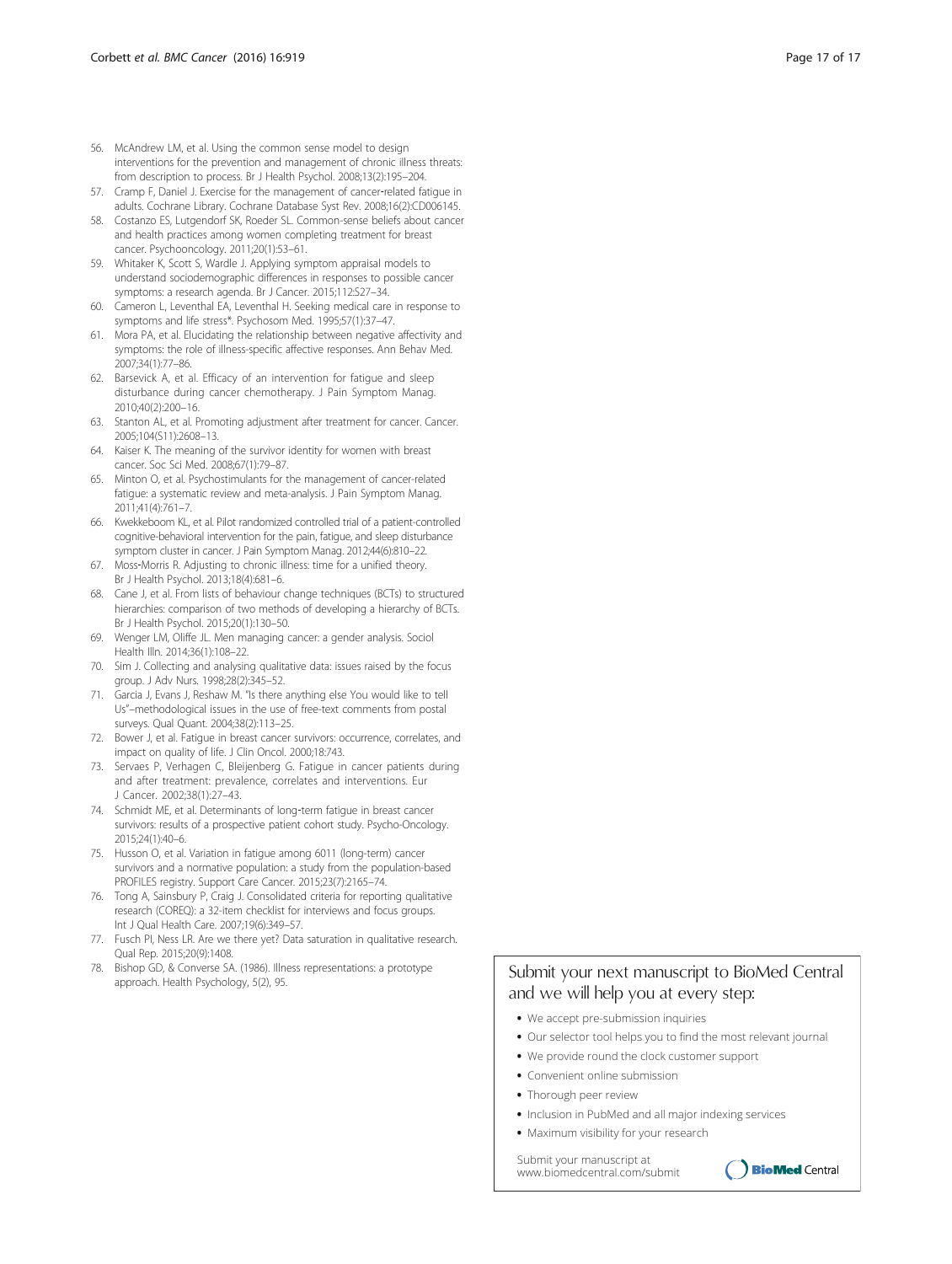56. McAndrew LM, et al. Using the common sense model to design interventions for the prevention and management of chronic illness threats: from description to process. Br J Health Psychol. 2008;13(2):195–204.
57. Cramp F, Daniel J. Exercise for the management of cancer-related fatigue in adults. Cochrane Library. Cochrane Database Syst Rev. 2008;16(2):CD006145.
58. Costanzo ES, Lutgendorf SK, Roeder SL. Common-sense beliefs about cancer and health practices among women completing treatment for breast cancer. Psychooncology. 2011;20(1):53–61.
59. Whitaker K, Scott S, Wardle J. Applying symptom appraisal models to understand sociodemographic differences in responses to possible cancer symptoms: a research agenda. Br J Cancer. 2015;112:S27–34.
60. Cameron L, Leventhal EA, Leventhal H. Seeking medical care in response to symptoms and life stress*. Psychosom Med. 1995;57(1):37–47.
61. Mora PA, et al. Elucidating the relationship between negative affectivity and symptoms: the role of illness-specific affective responses. Ann Behav Med. 2007;34(1):77–86.
62. Barsevick A, et al. Efficacy of an intervention for fatigue and sleep disturbance during cancer chemotherapy. J Pain Symptom Manag. 2010;40(2):200–16.
63. Stanton AL, et al. Promoting adjustment after treatment for cancer. Cancer. 2005;104(S11):2608–13.
64. Kaiser K. The meaning of the survivor identity for women with breast cancer. Soc Sci Med. 2008;67(1):79–87.
65. Minton O, et al. Psychostimulants for the management of cancer-related fatigue: a systematic review and meta-analysis. J Pain Symptom Manag. 2011;41(4):761–7.
66. Kwekkeboom KL, et al. Pilot randomized controlled trial of a patient-controlled cognitive-behavioral intervention for the pain, fatigue, and sleep disturbance symptom cluster in cancer. J Pain Symptom Manag. 2012;44(6):810–22.
67. Moss-Morris R. Adjusting to chronic illness: time for a unified theory. Br J Health Psychol. 2013;18(4):681–6.
68. Cane J, et al. From lists of behaviour change techniques (BCTs) to structured hierarchies: comparison of two methods of developing a hierarchy of BCTs. Br J Health Psychol. 2015;20(1):130–50.
69. Wenger LM, Oliffe JL. Men managing cancer: a gender analysis. Sociol Health Illn. 2014;36(1):108–22.
70. Sim J. Collecting and analysing qualitative data: issues raised by the focus group. J Adv Nurs. 1998;28(2):345–52.
71. Garcia J, Evans J, Reshaw M. "Is there anything else You would like to tell Us"–methodological issues in the use of free-text comments from postal surveys. Qual Quant. 2004;38(2):113–25.
72. Bower J, et al. Fatigue in breast cancer survivors: occurrence, correlates, and impact on quality of life. J Clin Oncol. 2000;18:743.
73. Servaes P, Verhagen C, Bleijenberg G. Fatigue in cancer patients during and after treatment: prevalence, correlates and interventions. Eur J Cancer. 2002;38(1):27–43.
74. Schmidt ME, et al. Determinants of long-term fatigue in breast cancer survivors: results of a prospective patient cohort study. Psycho-Oncology. 2015;24(1):40–6.
75. Husson O, et al. Variation in fatigue among 6011 (long-term) cancer survivors and a normative population: a study from the population-based PROFILES registry. Support Care Cancer. 2015;23(7):2165–74.
76. Tong A, Sainsbury P, Craig J. Consolidated criteria for reporting qualitative research (COREQ): a 32-item checklist for interviews and focus groups. Int J Qual Health Care. 2007;19(6):349–57.
77. Fusch PI, Ness LR. Are we there yet? Data saturation in qualitative research. Qual Rep. 2015;20(9):1408.
78. Bishop GD, & Converse SA. (1986). Illness representations: a prototype approach. Health Psychology, 5(2), 95.

Submit your next manuscript to BioMed Central and we will help you at every step:

- We accept pre-submission inquiries
- Our selector tool helps you to find the most relevant journal
- We provide round the clock customer support
- Convenient online submission
- Thorough peer review
- Inclusion in PubMed and all major indexing services
- Maximum visibility for your research

Submit your manuscript at www.biomedcentral.com/submit

BioMed Central